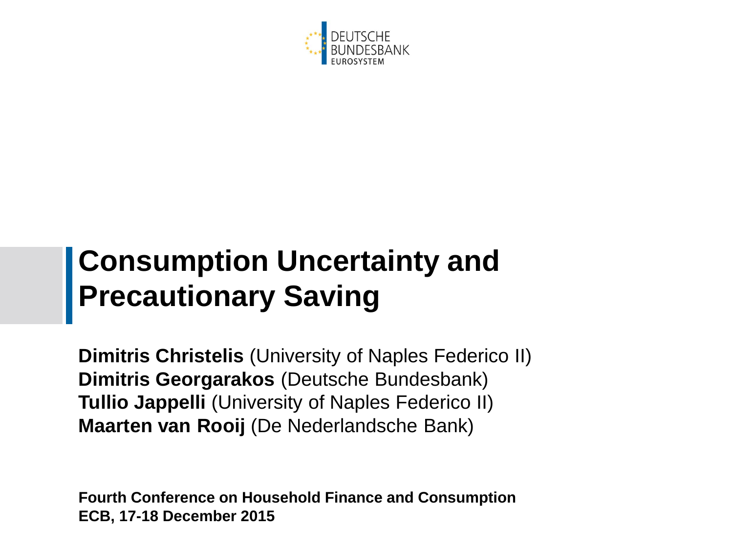DEUTSCHE BUNDESBANK
EUROSYSTEM

# Consumption Uncertainty and Precautionary Saving

**Dimitris Christelis** (University of Naples Federico II)
**Dimitris Georgarakos** (Deutsche Bundesbank)
**Tullio Jappelli** (University of Naples Federico II)
**Maarten van Rooij** (De Nederlandsche Bank)

**Fourth Conference on Household Finance and Consumption**
**ECB, 17-18 December 2015**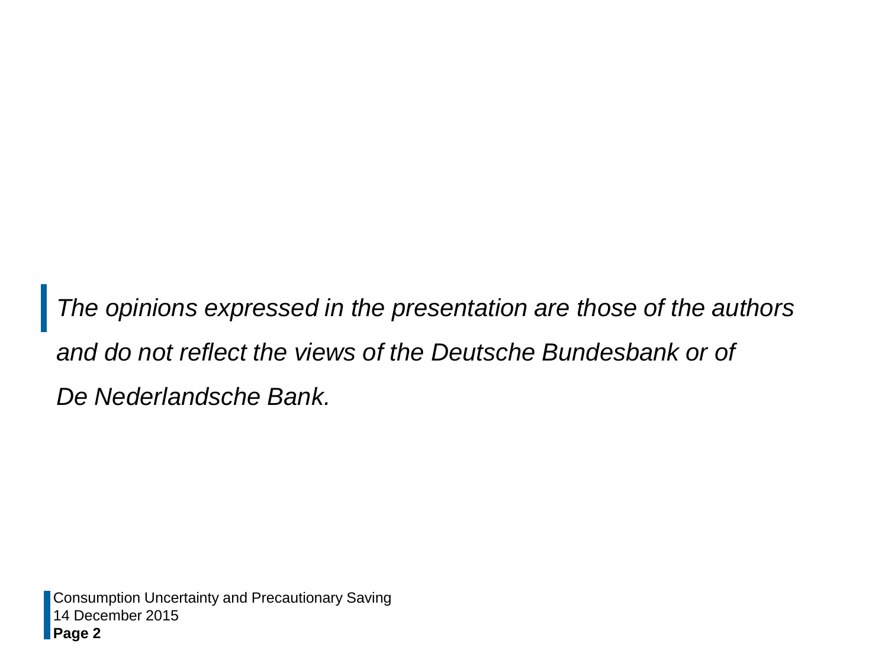*The opinions expressed in the presentation are those of the authors and do not reflect the views of the Deutsche Bundesbank or of De Nederlandsche Bank.*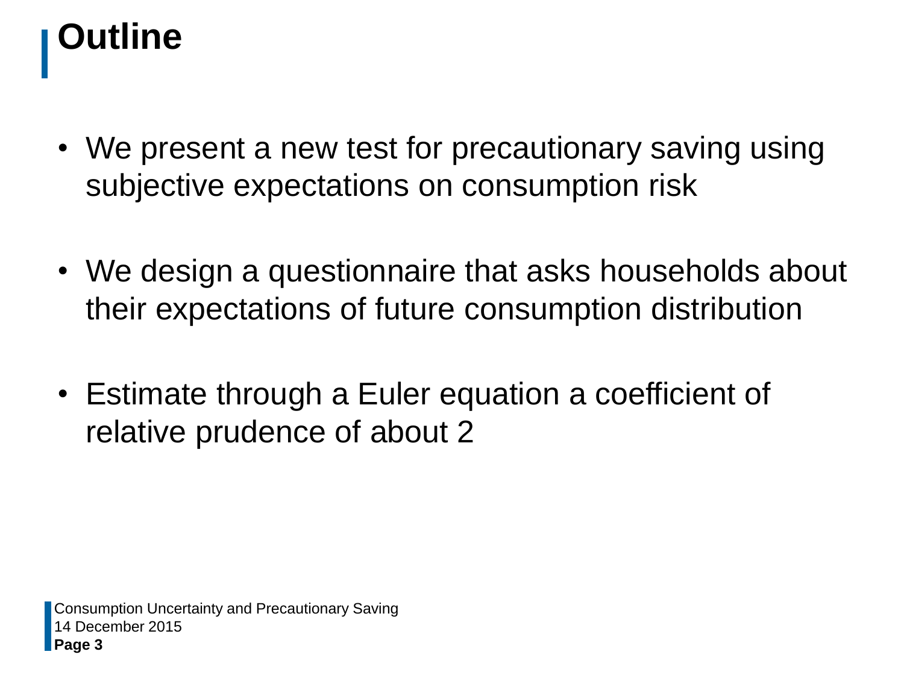# Outline

- We present a new test for precautionary saving using subjective expectations on consumption risk
- We design a questionnaire that asks households about their expectations of future consumption distribution
- Estimate through a Euler equation a coefficient of relative prudence of about 2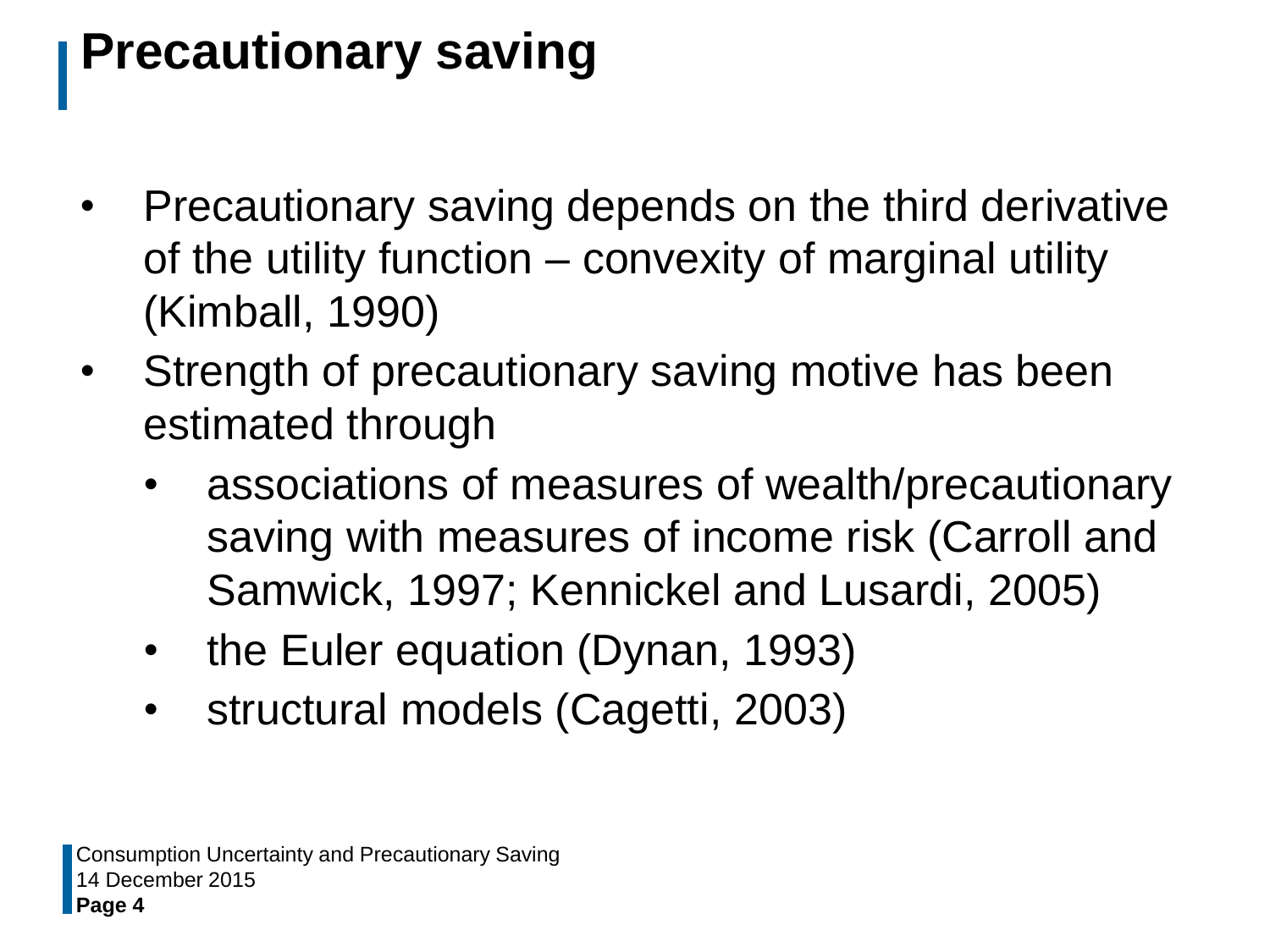# Precautionary saving

- Precautionary saving depends on the third derivative of the utility function – convexity of marginal utility (Kimball, 1990)
- Strength of precautionary saving motive has been estimated through
  - associations of measures of wealth/precautionary saving with measures of income risk (Carroll and Samwick, 1997; Kennickel and Lusardi, 2005)
  - the Euler equation (Dynan, 1993)
  - structural models (Cagetti, 2003)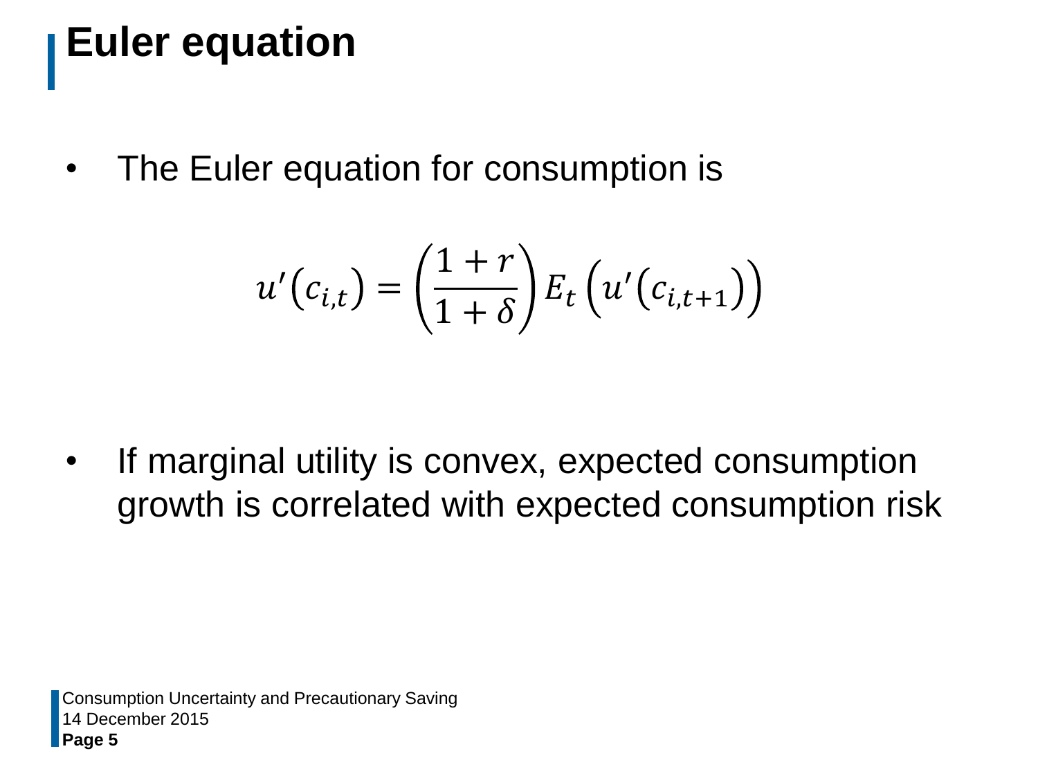# Euler equation

- The Euler equation for consumption is

$$u'\left(c_{i,t}\right) = \left(\frac{1+r}{1+\delta}\right) E_t\left(u'\left(c_{i,t+1}\right)\right)$$

- If marginal utility is convex, expected consumption growth is correlated with expected consumption risk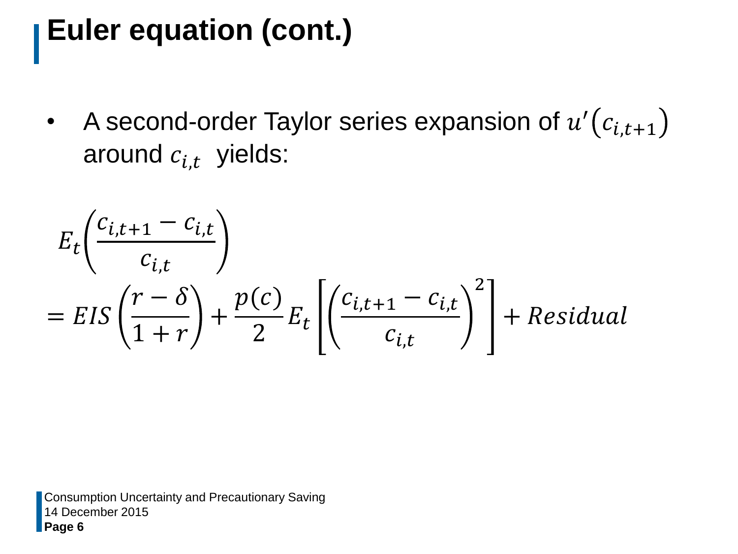# Euler equation (cont.)

- A second-order Taylor series expansion of $u'(c_{i,t+1})$ around $c_{i,t}$ yields:

$$E_t\left(\frac{c_{i,t+1} - c_{i,t}}{c_{i,t}}\right)$$

$$= EIS\left(\frac{r-\delta}{1+r}\right) + \frac{p(c)}{2} E_t\left[\left(\frac{c_{i,t+1} - c_{i,t}}{c_{i,t}}\right)^2\right] + Residual$$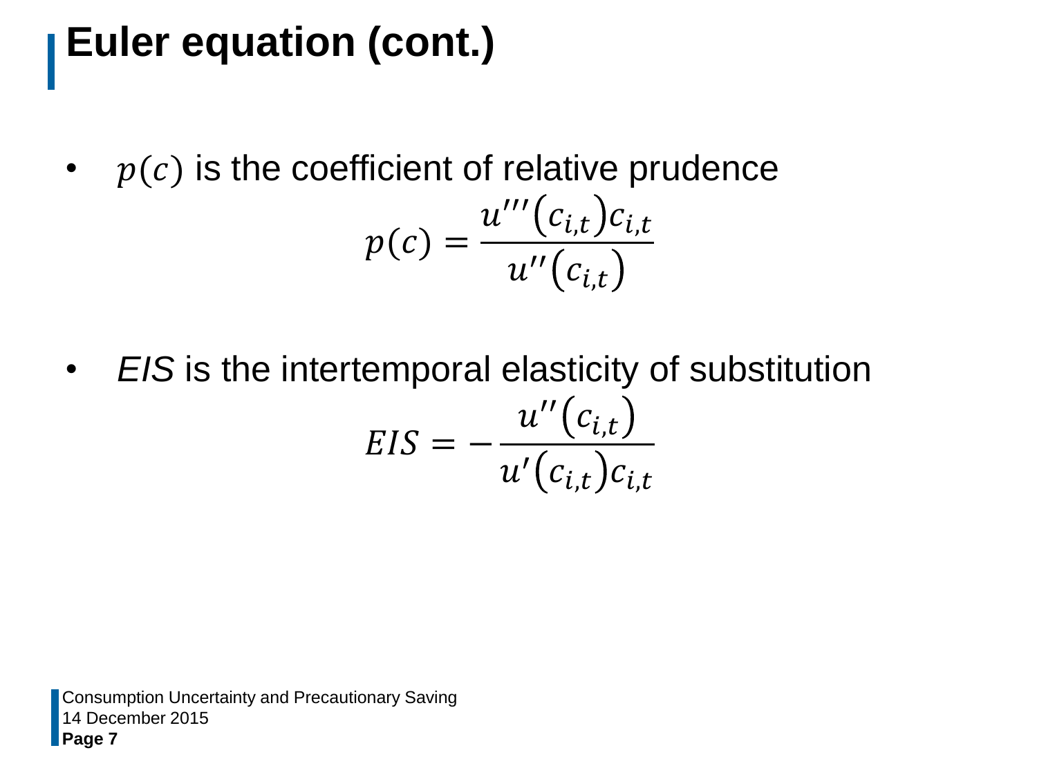# Euler equation (cont.)

- $p(c)$ is the coefficient of relative prudence

$$p(c) = \frac{u'''(c_{i,t})c_{i,t}}{u''(c_{i,t})}$$

- *EIS* is the intertemporal elasticity of substitution

$$EIS = -\frac{u''(c_{i,t})}{u'(c_{i,t})c_{i,t}}$$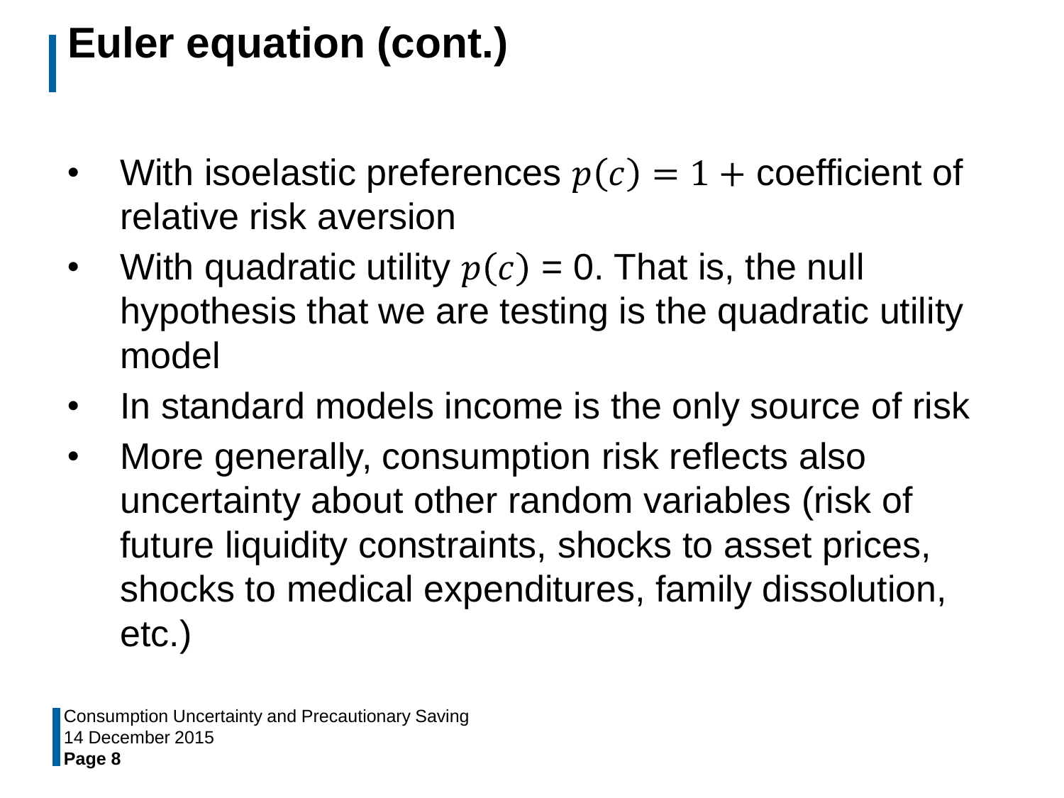# Euler equation (cont.)

- With isoelastic preferences $p(c) = 1 +$ coefficient of relative risk aversion
- With quadratic utility $p(c) = 0$. That is, the null hypothesis that we are testing is the quadratic utility model
- In standard models income is the only source of risk
- More generally, consumption risk reflects also uncertainty about other random variables (risk of future liquidity constraints, shocks to asset prices, shocks to medical expenditures, family dissolution, etc.)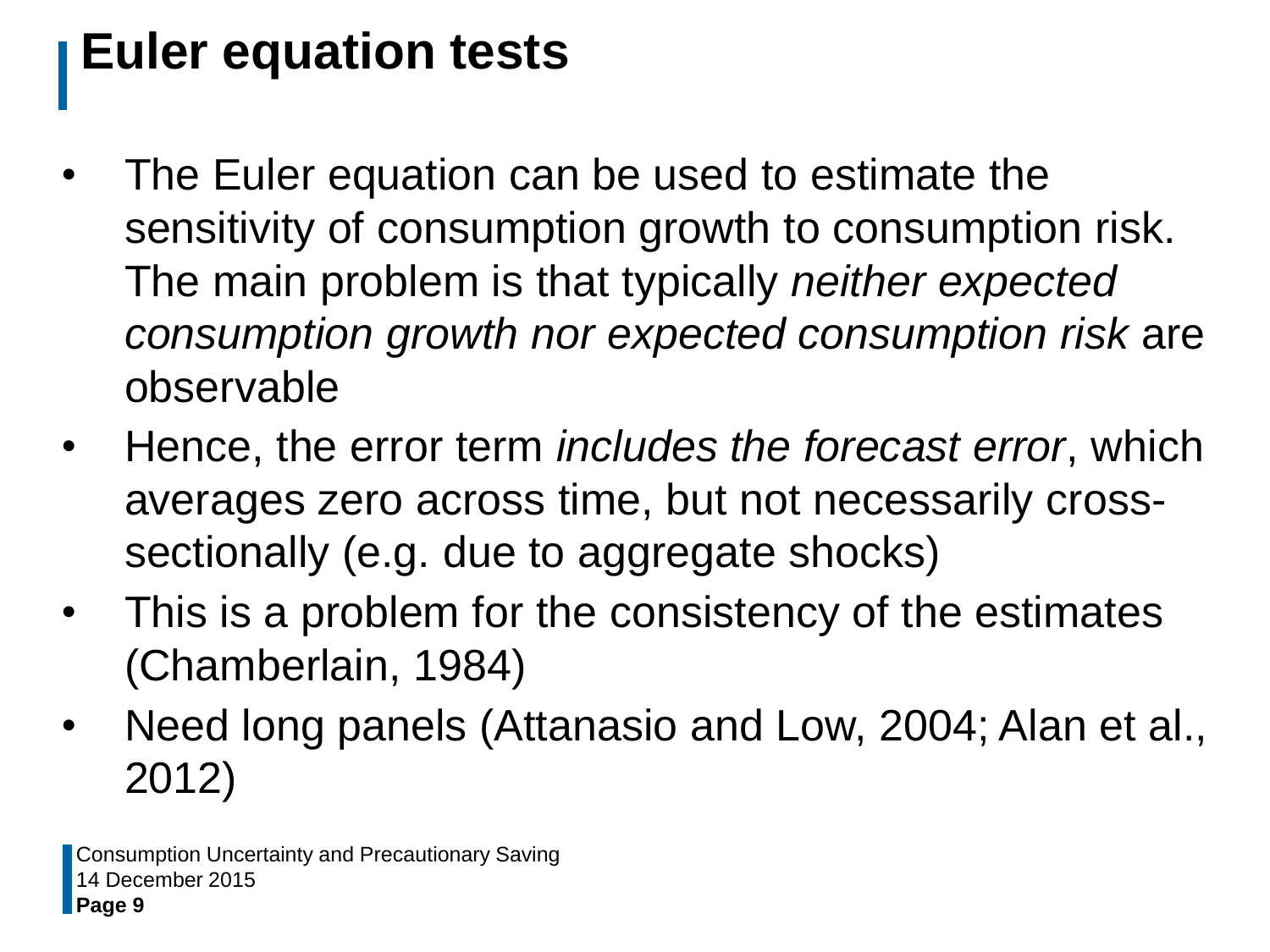# Euler equation tests

- The Euler equation can be used to estimate the sensitivity of consumption growth to consumption risk. The main problem is that typically *neither expected consumption growth nor expected consumption risk* are observable
- Hence, the error term *includes the forecast error*, which averages zero across time, but not necessarily cross-sectionally (e.g. due to aggregate shocks)
- This is a problem for the consistency of the estimates (Chamberlain, 1984)
- Need long panels (Attanasio and Low, 2004; Alan et al., 2012)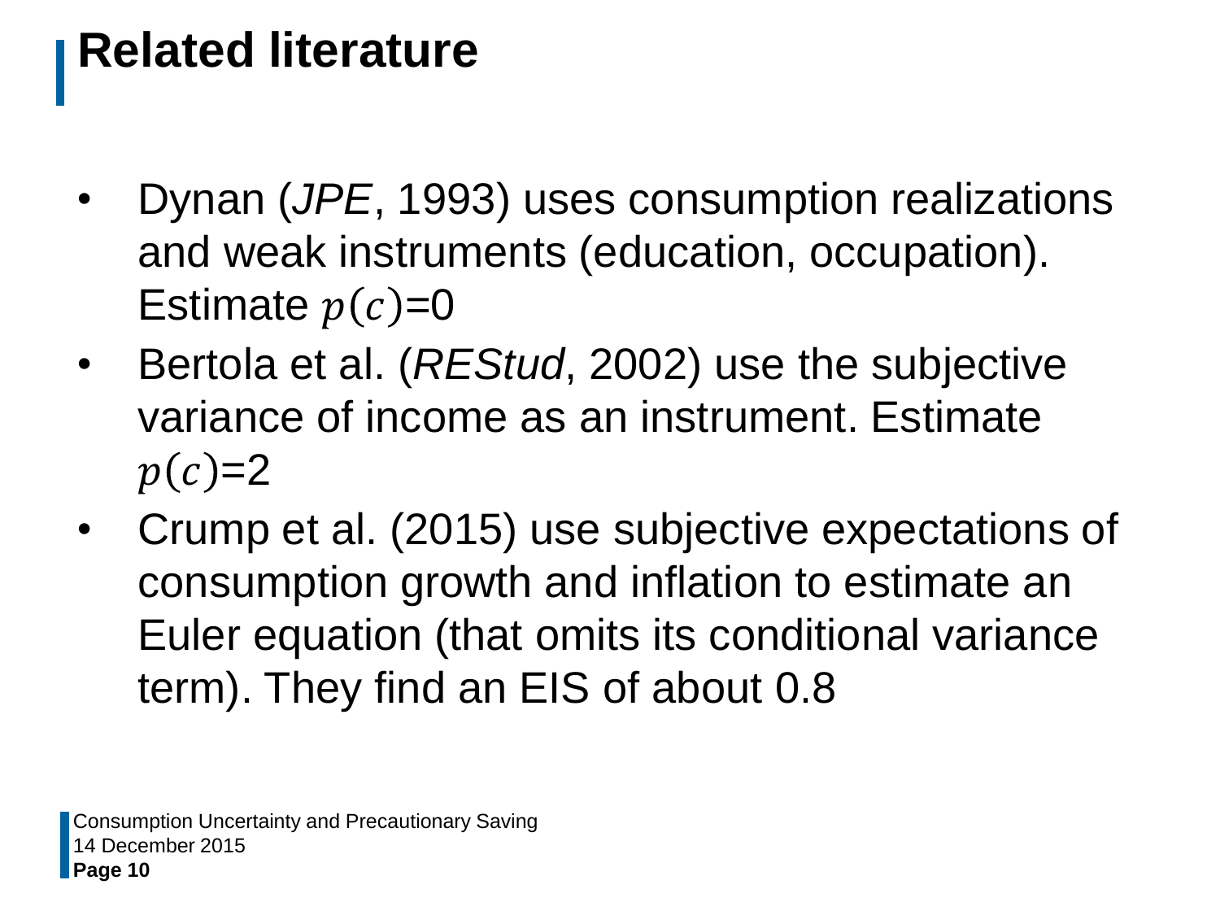# Related literature

- Dynan (*JPE*, 1993) uses consumption realizations and weak instruments (education, occupation). Estimate $p(c)$=0
- Bertola et al. (*REStud*, 2002) use the subjective variance of income as an instrument. Estimate $p(c)$=2
- Crump et al. (2015) use subjective expectations of consumption growth and inflation to estimate an Euler equation (that omits its conditional variance term). They find an EIS of about 0.8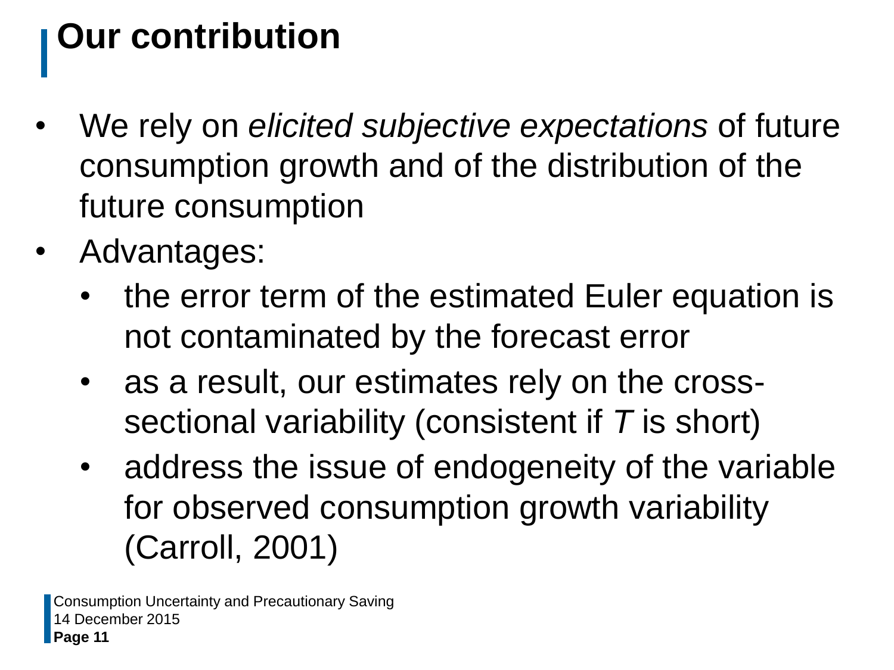# Our contribution

- We rely on *elicited subjective expectations* of future consumption growth and of the distribution of the future consumption
- Advantages:
  - the error term of the estimated Euler equation is not contaminated by the forecast error
  - as a result, our estimates rely on the cross-sectional variability (consistent if $T$ is short)
  - address the issue of endogeneity of the variable for observed consumption growth variability (Carroll, 2001)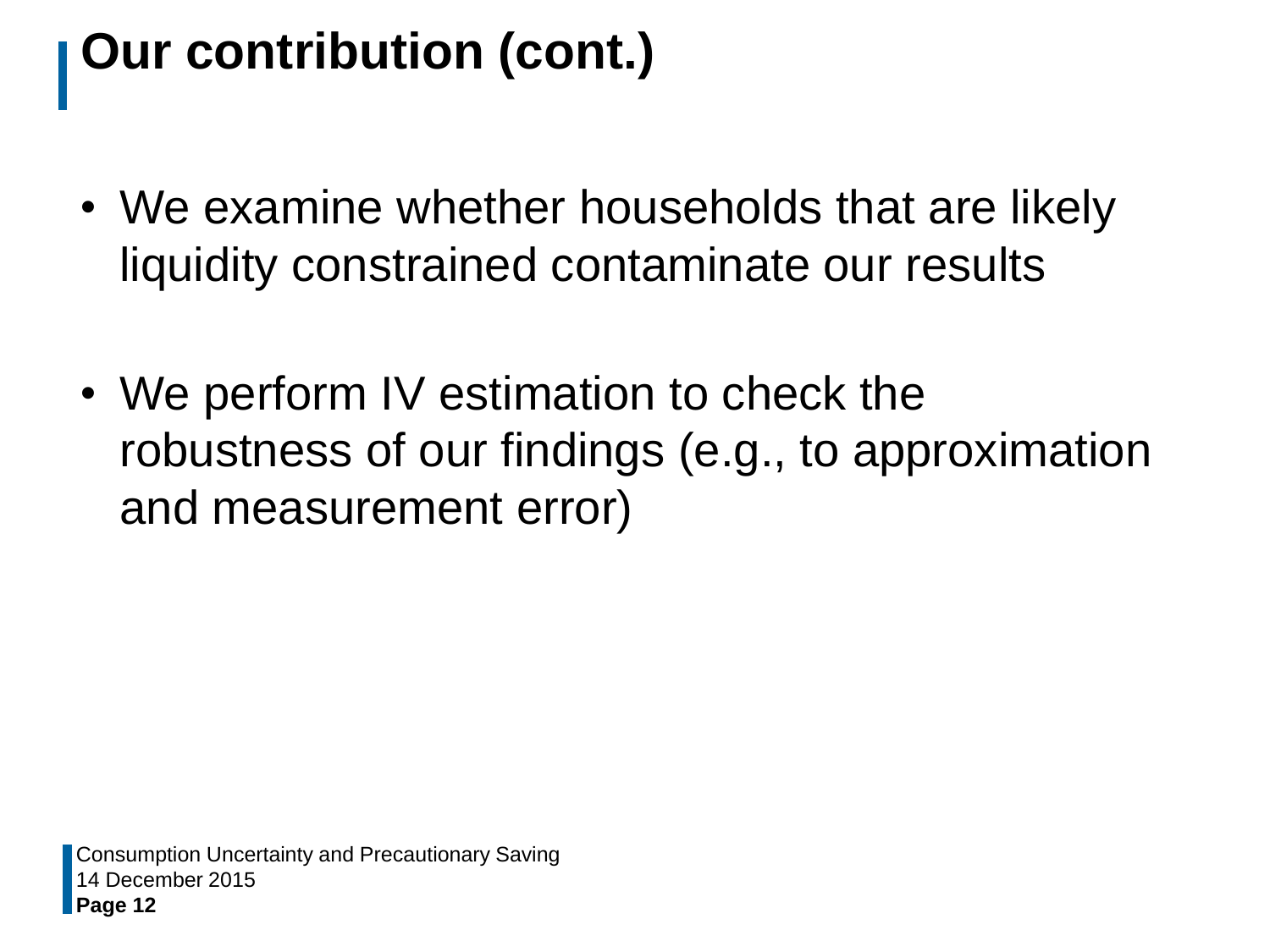# Our contribution (cont.)

- We examine whether households that are likely liquidity constrained contaminate our results

- We perform IV estimation to check the robustness of our findings (e.g., to approximation and measurement error)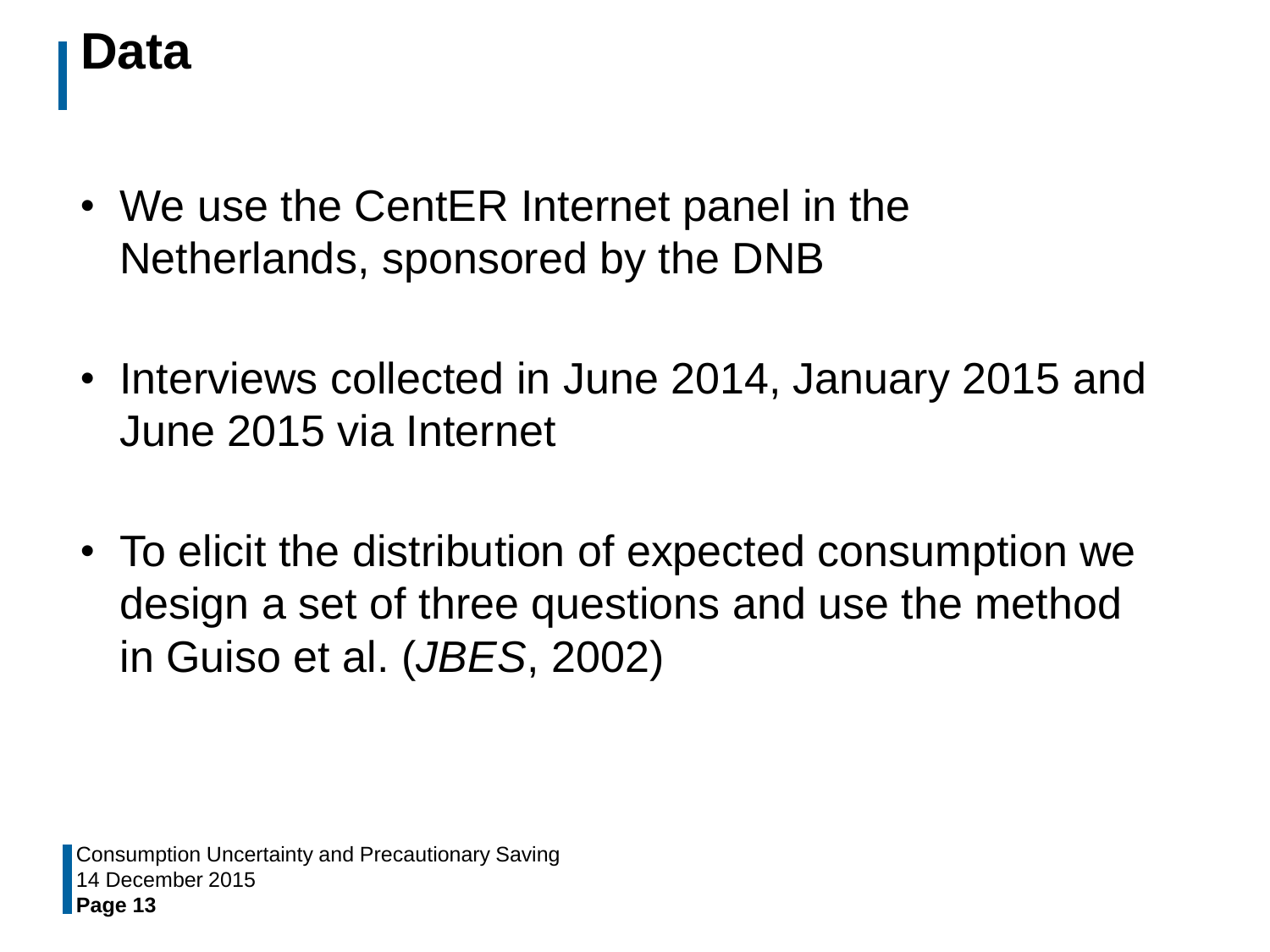# Data

- We use the CentER Internet panel in the Netherlands, sponsored by the DNB
- Interviews collected in June 2014, January 2015 and June 2015 via Internet
- To elicit the distribution of expected consumption we design a set of three questions and use the method in Guiso et al. (*JBES*, 2002)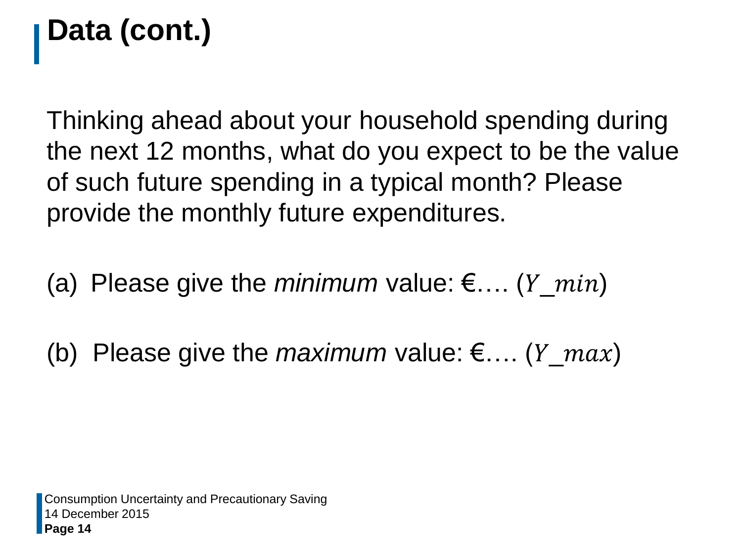# Data (cont.)

Thinking ahead about your household spending during the next 12 months, what do you expect to be the value of such future spending in a typical month? Please provide the monthly future expenditures.

(a) Please give the *minimum* value: €…. ($Y\_min$)

(b) Please give the *maximum* value: €…. ($Y\_max$)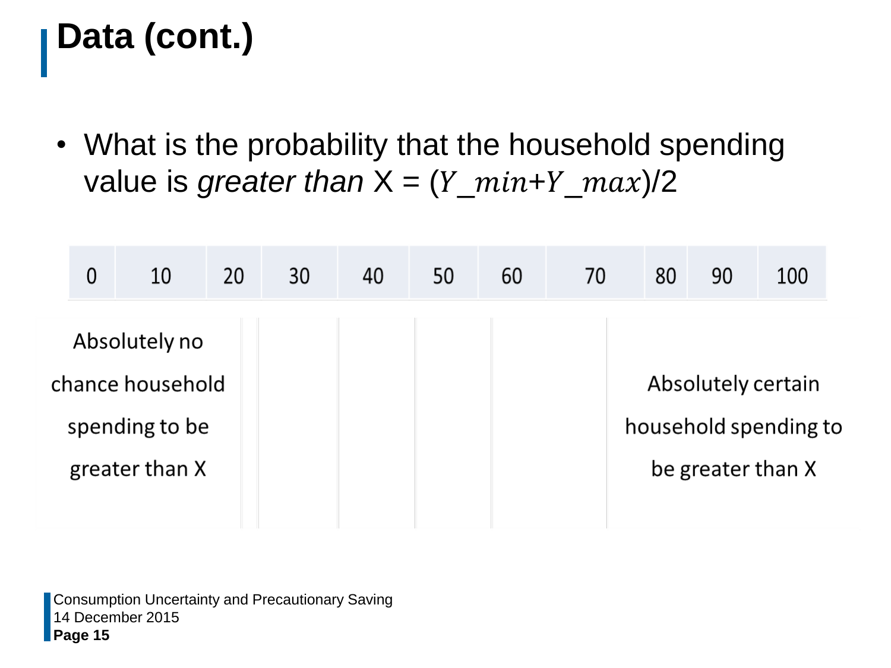# Data (cont.)

- What is the probability that the household spending value is *greater than* X = ($Y\_min$+$Y\_max$)/2

| 0 | 10 | 20 | 30 | 40 | 50 | 60 | 70 | 80 | 90 | 100 |
|---|---|---|---|---|---|---|---|---|---|---|
| Absolutely no chance household spending to be greater than X | | | | | | | | Absolutely certain household spending to be greater than X | | |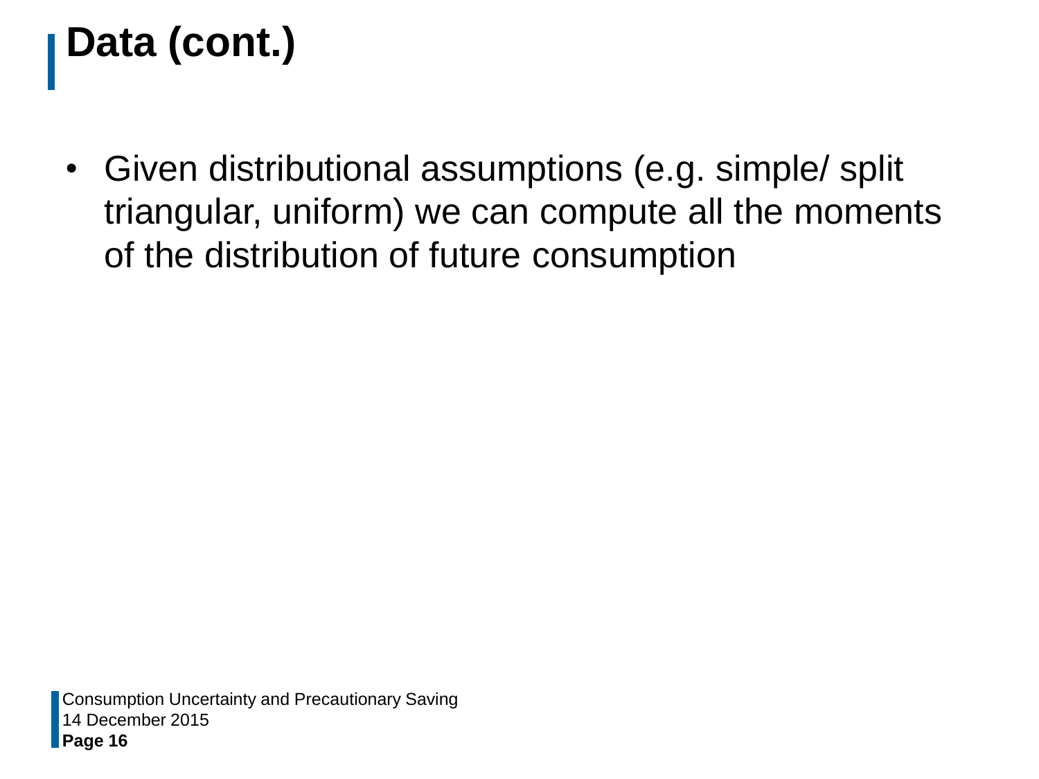# Data (cont.)

- Given distributional assumptions (e.g. simple/ split triangular, uniform) we can compute all the moments of the distribution of future consumption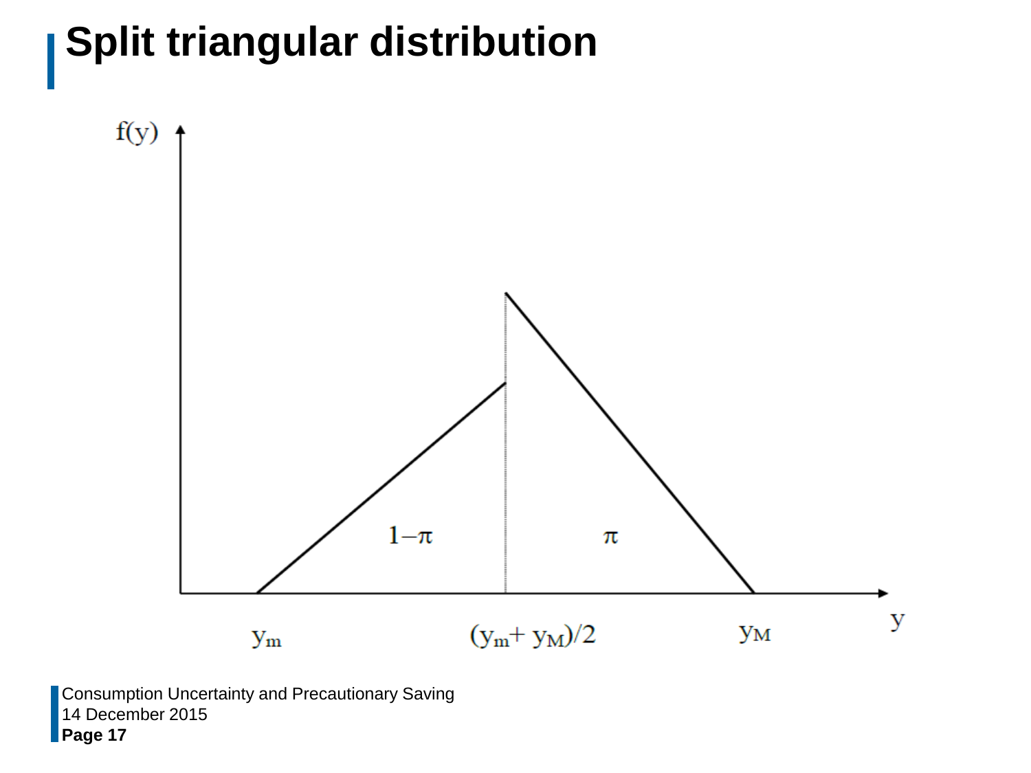# Split triangular distribution

$f(y)$

$1-\pi$

$\pi$

$y_m$ $(y_m + y_M)/2$ $y_M$ $y$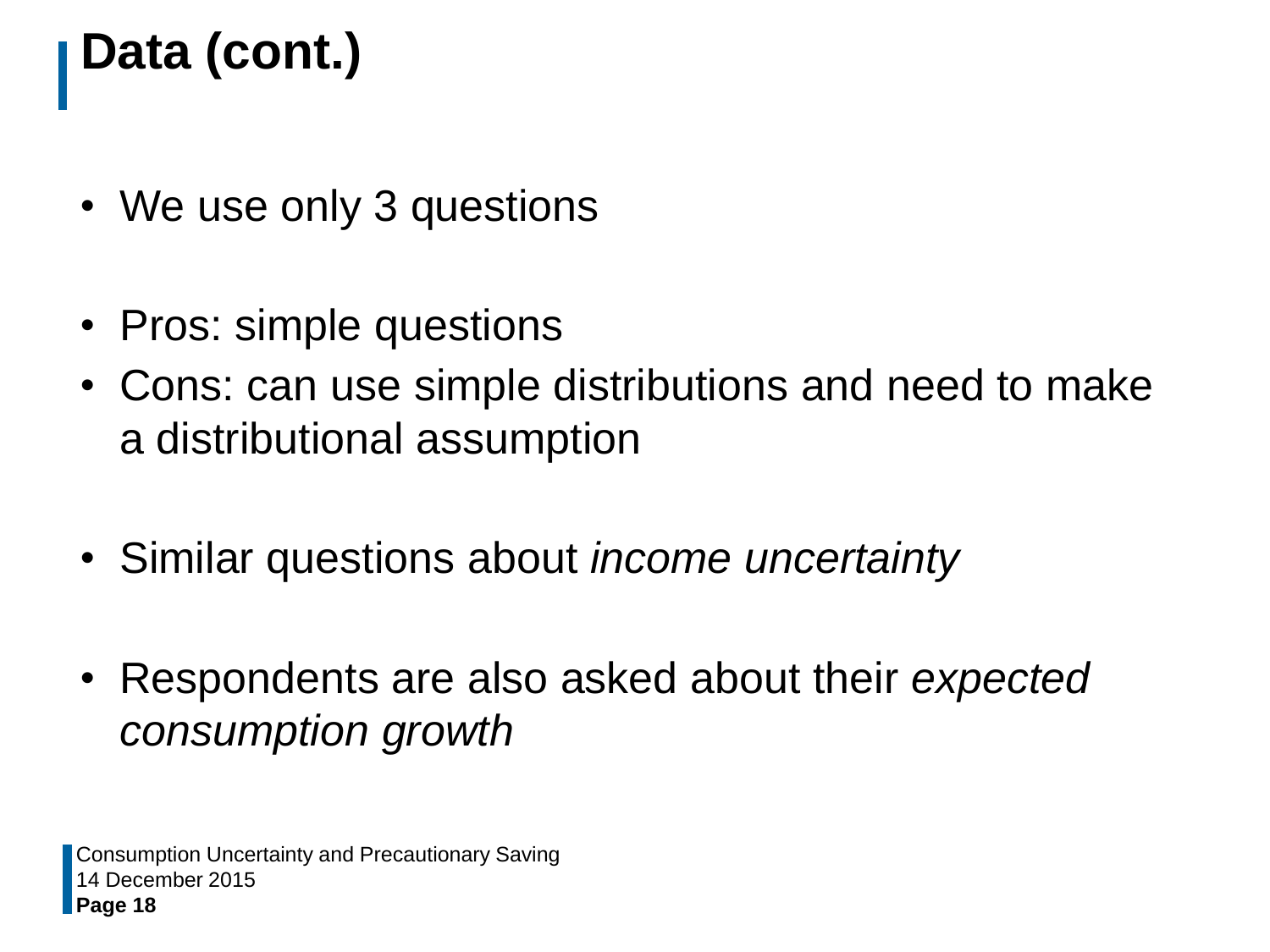# Data (cont.)

- We use only 3 questions

- Pros: simple questions
- Cons: can use simple distributions and need to make a distributional assumption

- Similar questions about *income uncertainty*

- Respondents are also asked about their *expected consumption growth*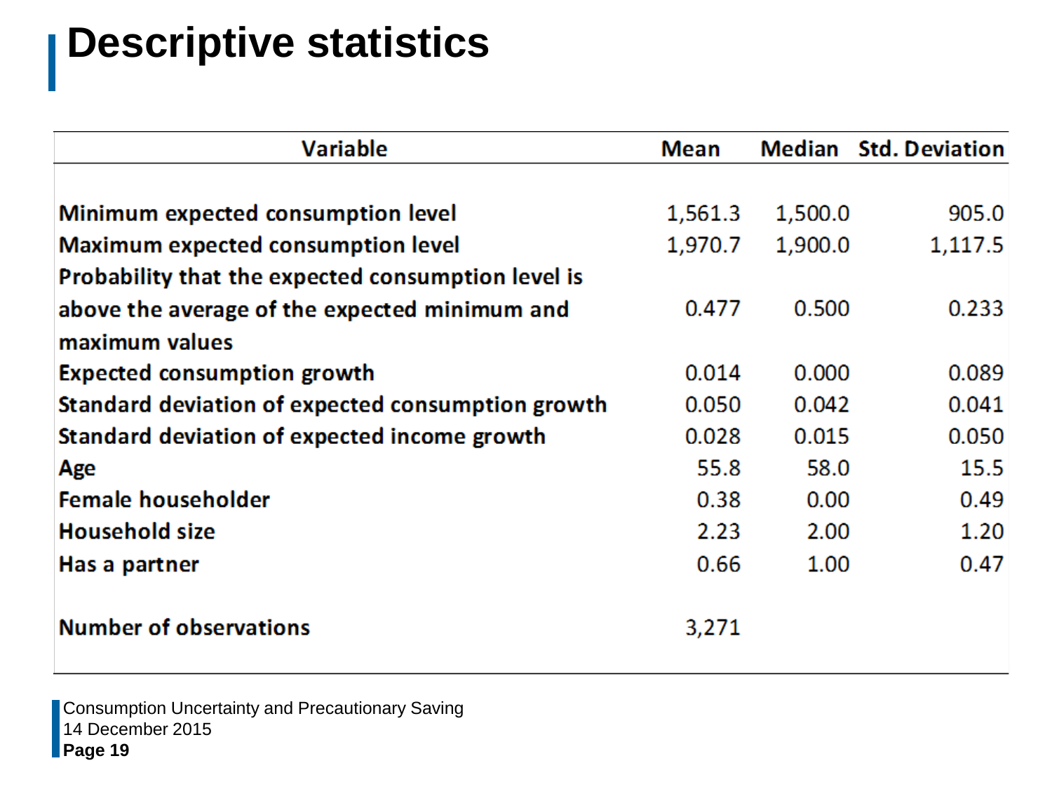# Descriptive statistics

| Variable | Mean | Median | Std. Deviation |
|---|---|---|---|
| Minimum expected consumption level | 1,561.3 | 1,500.0 | 905.0 |
| Maximum expected consumption level | 1,970.7 | 1,900.0 | 1,117.5 |
| Probability that the expected consumption level is above the average of the expected minimum and maximum values | 0.477 | 0.500 | 0.233 |
| Expected consumption growth | 0.014 | 0.000 | 0.089 |
| Standard deviation of expected consumption growth | 0.050 | 0.042 | 0.041 |
| Standard deviation of expected income growth | 0.028 | 0.015 | 0.050 |
| Age | 55.8 | 58.0 | 15.5 |
| Female householder | 0.38 | 0.00 | 0.49 |
| Household size | 2.23 | 2.00 | 1.20 |
| Has a partner | 0.66 | 1.00 | 0.47 |
| Number of observations | 3,271 | | |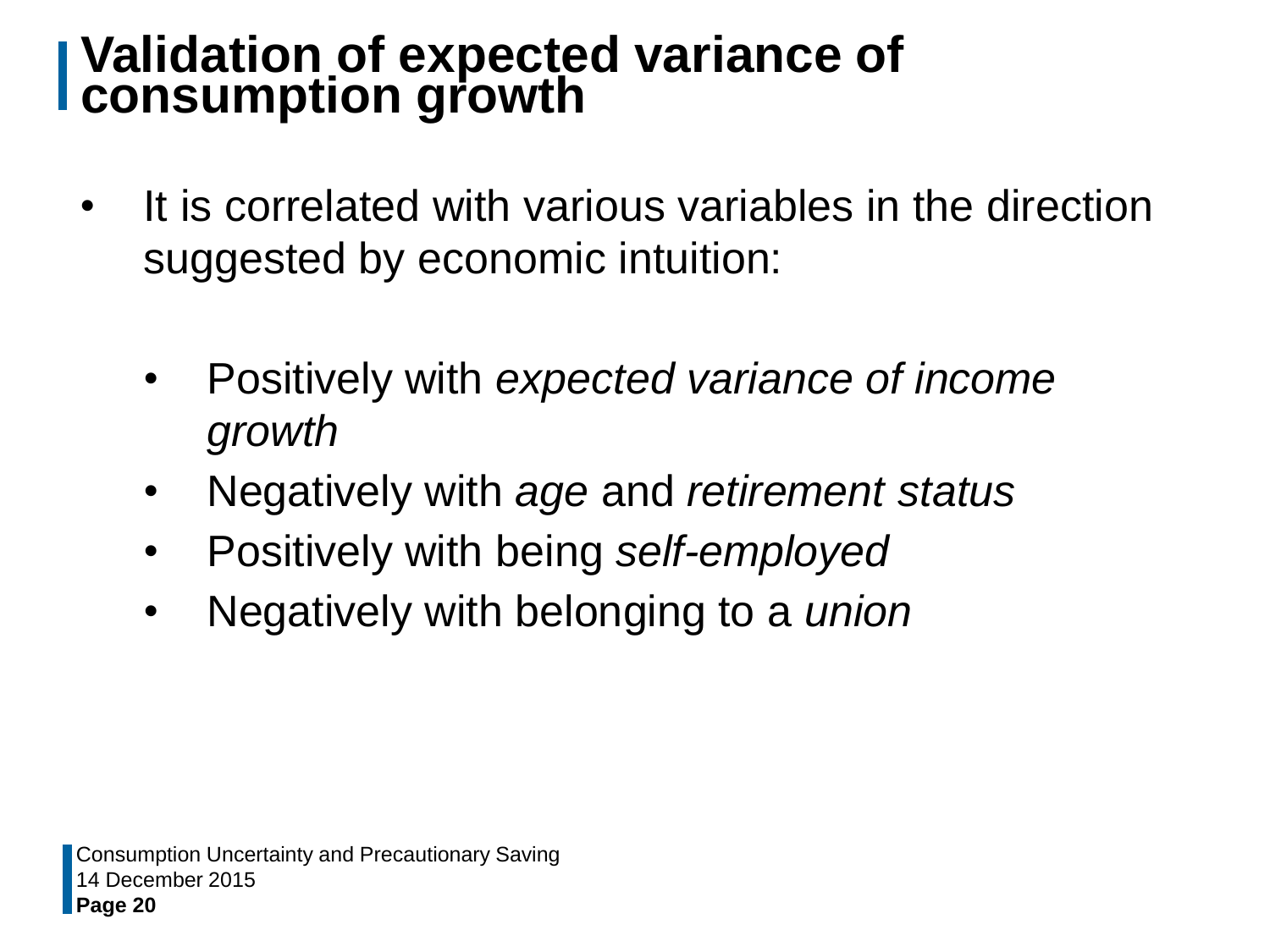# Validation of expected variance of consumption growth

- It is correlated with various variables in the direction suggested by economic intuition:
  - Positively with *expected variance of income growth*
  - Negatively with *age* and *retirement status*
  - Positively with being *self-employed*
  - Negatively with belonging to a *union*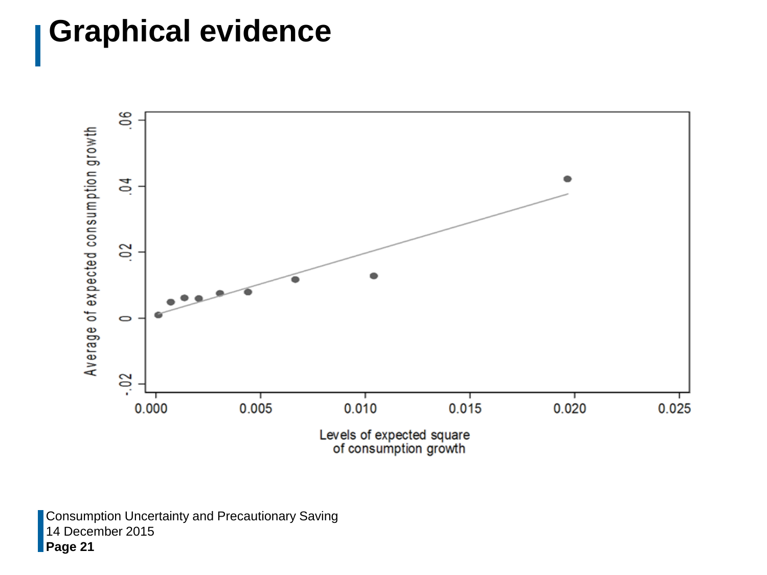# Graphical evidence

Average of expected consumption growth

Levels of expected square of consumption growth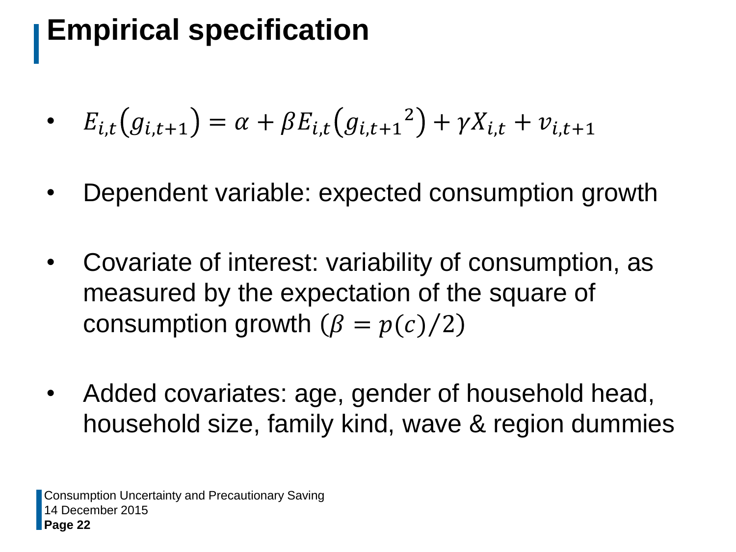# Empirical specification

- $E_{i,t}\left(g_{i,t+1}\right) = \alpha + \beta E_{i,t}\left({g_{i,t+1}}^2\right) + \gamma X_{i,t} + v_{i,t+1}$

- Dependent variable: expected consumption growth

- Covariate of interest: variability of consumption, as measured by the expectation of the square of consumption growth ($\beta = p(c)/2$)

- Added covariates: age, gender of household head, household size, family kind, wave & region dummies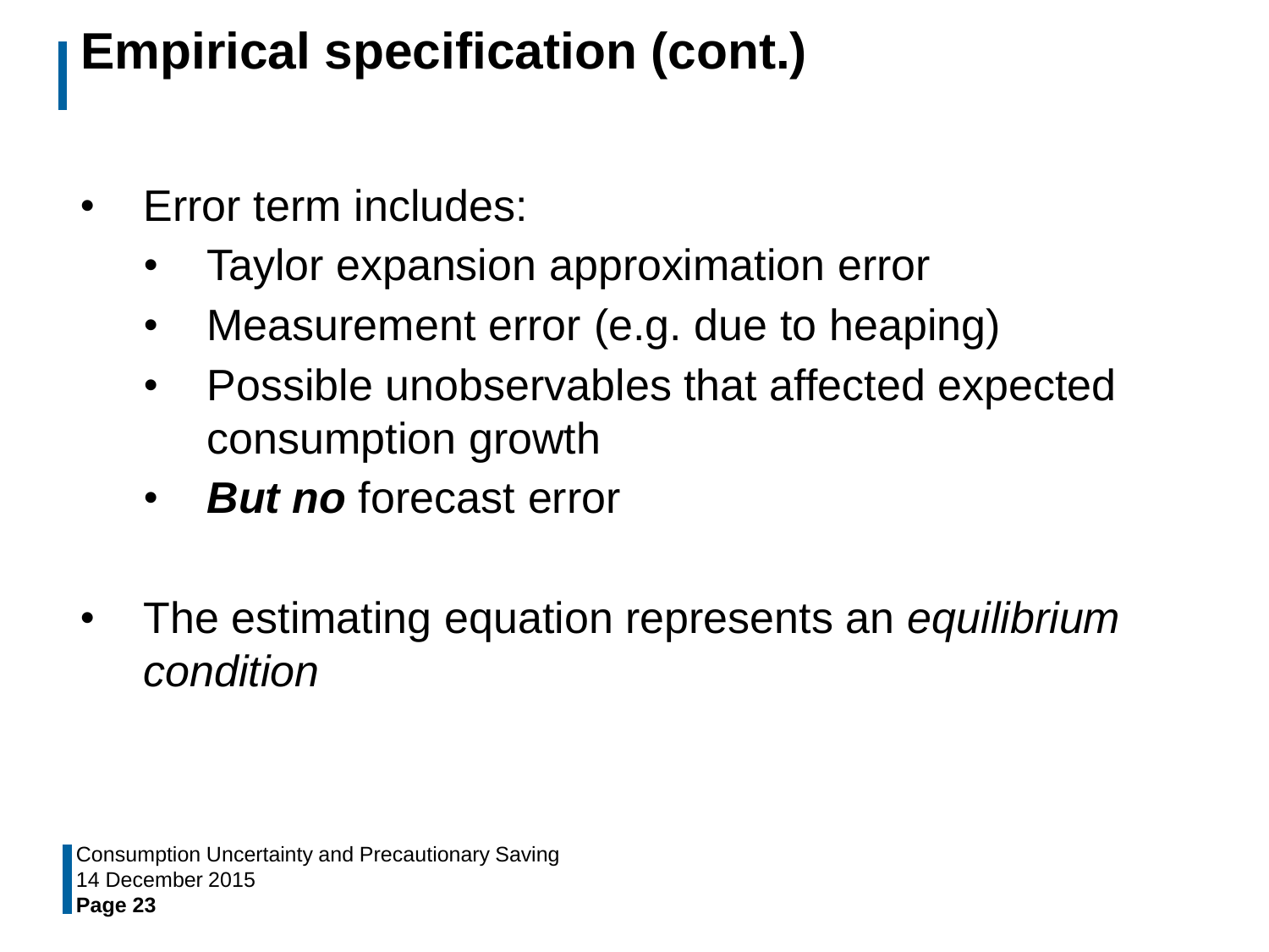# Empirical specification (cont.)

- Error term includes:
  - Taylor expansion approximation error
  - Measurement error (e.g. due to heaping)
  - Possible unobservables that affected expected consumption growth
  - ***But no*** forecast error

- The estimating equation represents an *equilibrium condition*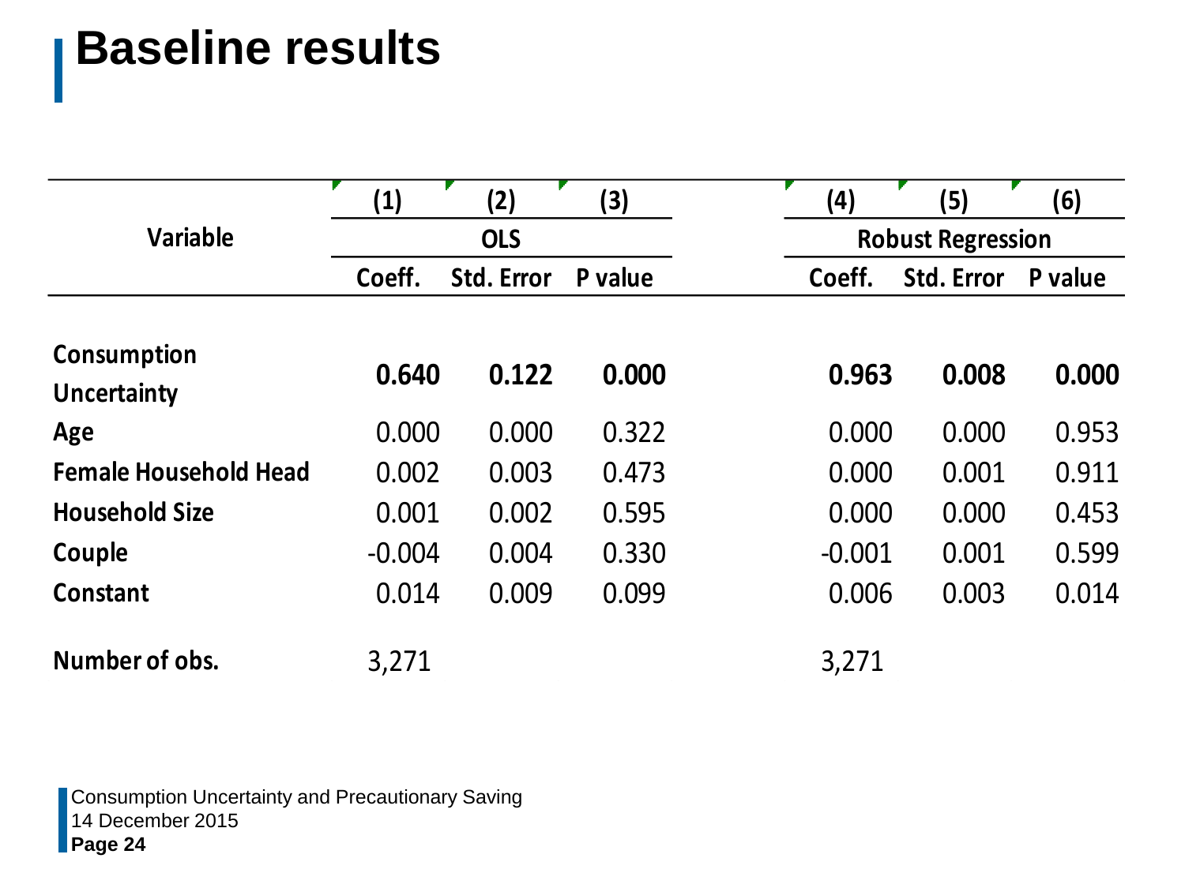# Baseline results

| Variable | (1) | (2) | (3) | (4) | (5) | (6) |
|---|---|---|---|---|---|---|
| | OLS | | | Robust Regression | | |
| | Coeff. | Std. Error | P value | Coeff. | Std. Error | P value |
| **Consumption Uncertainty** | **0.640** | **0.122** | **0.000** | **0.963** | **0.008** | **0.000** |
| **Age** | 0.000 | 0.000 | 0.322 | 0.000 | 0.000 | 0.953 |
| **Female Household Head** | 0.002 | 0.003 | 0.473 | 0.000 | 0.001 | 0.911 |
| **Household Size** | 0.001 | 0.002 | 0.595 | 0.000 | 0.000 | 0.453 |
| **Couple** | -0.004 | 0.004 | 0.330 | -0.001 | 0.001 | 0.599 |
| **Constant** | 0.014 | 0.009 | 0.099 | 0.006 | 0.003 | 0.014 |
| **Number of obs.** | 3,271 | | | 3,271 | | |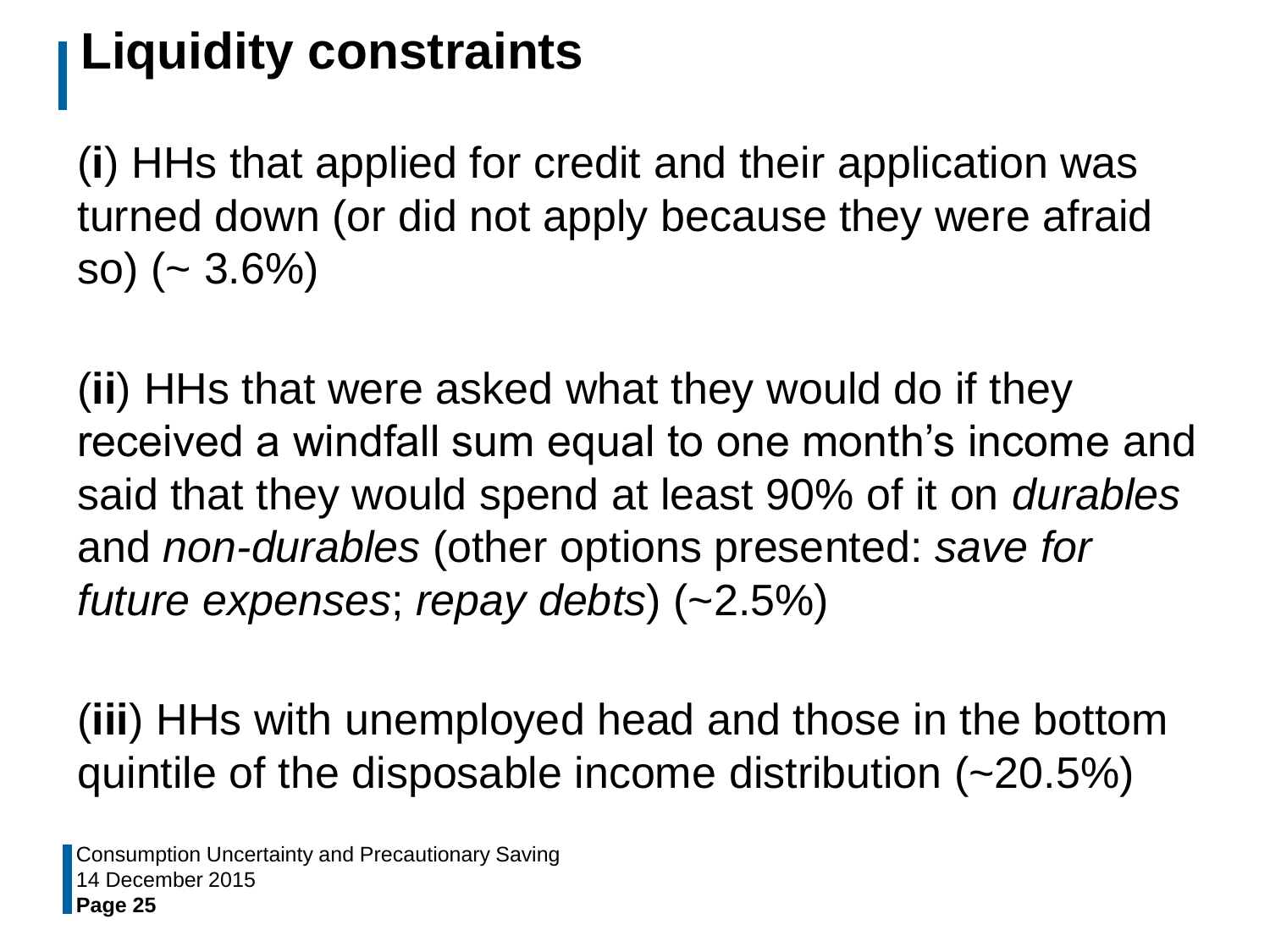# Liquidity constraints

(**i**) HHs that applied for credit and their application was turned down (or did not apply because they were afraid so) (~ 3.6%)

(**ii**) HHs that were asked what they would do if they received a windfall sum equal to one month's income and said that they would spend at least 90% of it on *durables* and *non-durables* (other options presented: *save for future expenses*; *repay debts*) (~2.5%)

(**iii**) HHs with unemployed head and those in the bottom quintile of the disposable income distribution (~20.5%)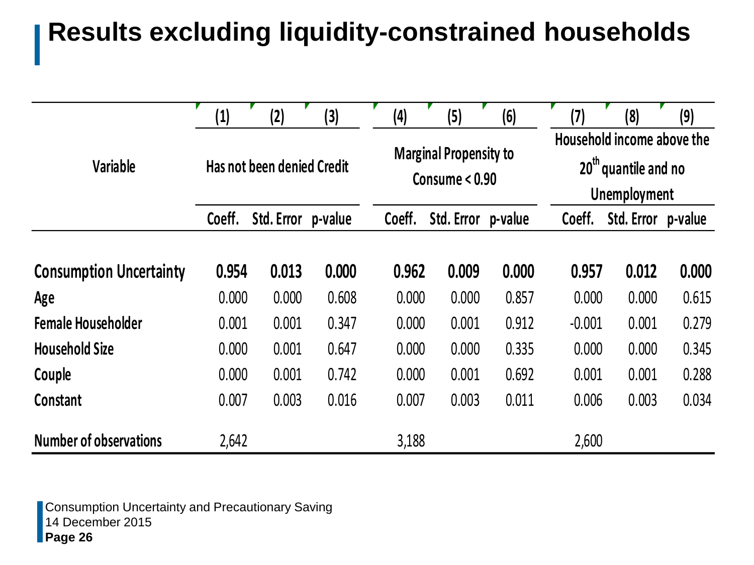# Results excluding liquidity-constrained households

| Variable | (1) | (2) | (3) | (4) | (5) | (6) | (7) | (8) | (9) |
|---|---|---|---|---|---|---|---|---|---|
| | Has not been denied Credit | | | Marginal Propensity to Consume < 0.90 | | | Household income above the 20th quantile and no Unemployment | | |
| | Coeff. | Std. Error | p-value | Coeff. | Std. Error | p-value | Coeff. | Std. Error | p-value |
| **Consumption Uncertainty** | **0.954** | **0.013** | **0.000** | **0.962** | **0.009** | **0.000** | **0.957** | **0.012** | **0.000** |
| **Age** | 0.000 | 0.000 | 0.608 | 0.000 | 0.000 | 0.857 | 0.000 | 0.000 | 0.615 |
| **Female Householder** | 0.001 | 0.001 | 0.347 | 0.000 | 0.001 | 0.912 | -0.001 | 0.001 | 0.279 |
| **Household Size** | 0.000 | 0.001 | 0.647 | 0.000 | 0.000 | 0.335 | 0.000 | 0.000 | 0.345 |
| **Couple** | 0.000 | 0.001 | 0.742 | 0.000 | 0.001 | 0.692 | 0.001 | 0.001 | 0.288 |
| **Constant** | 0.007 | 0.003 | 0.016 | 0.007 | 0.003 | 0.011 | 0.006 | 0.003 | 0.034 |
| **Number of observations** | 2,642 | | | 3,188 | | | 2,600 | | |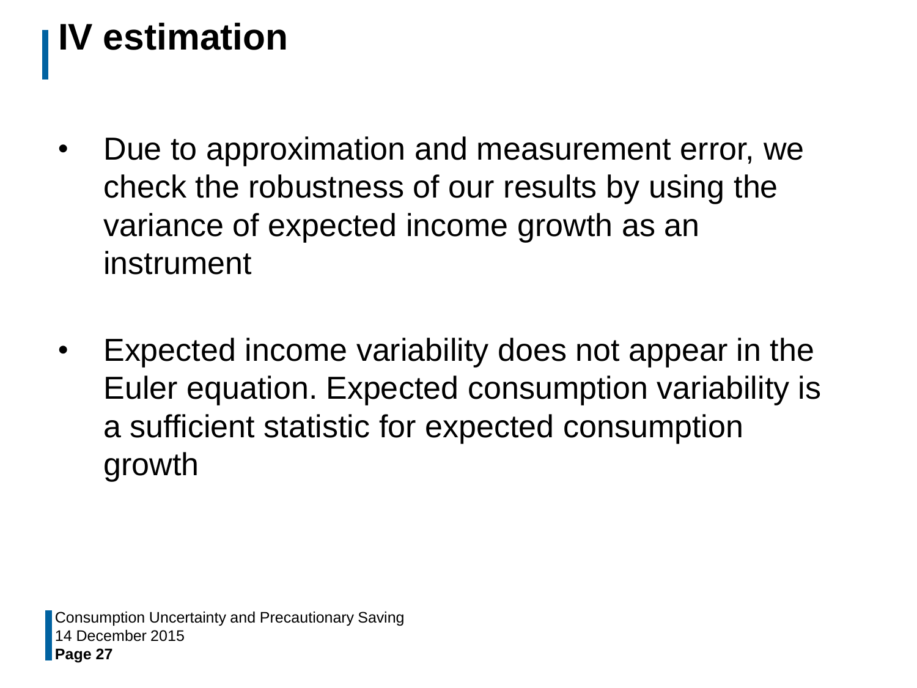# IV estimation

- Due to approximation and measurement error, we check the robustness of our results by using the variance of expected income growth as an instrument

- Expected income variability does not appear in the Euler equation. Expected consumption variability is a sufficient statistic for expected consumption growth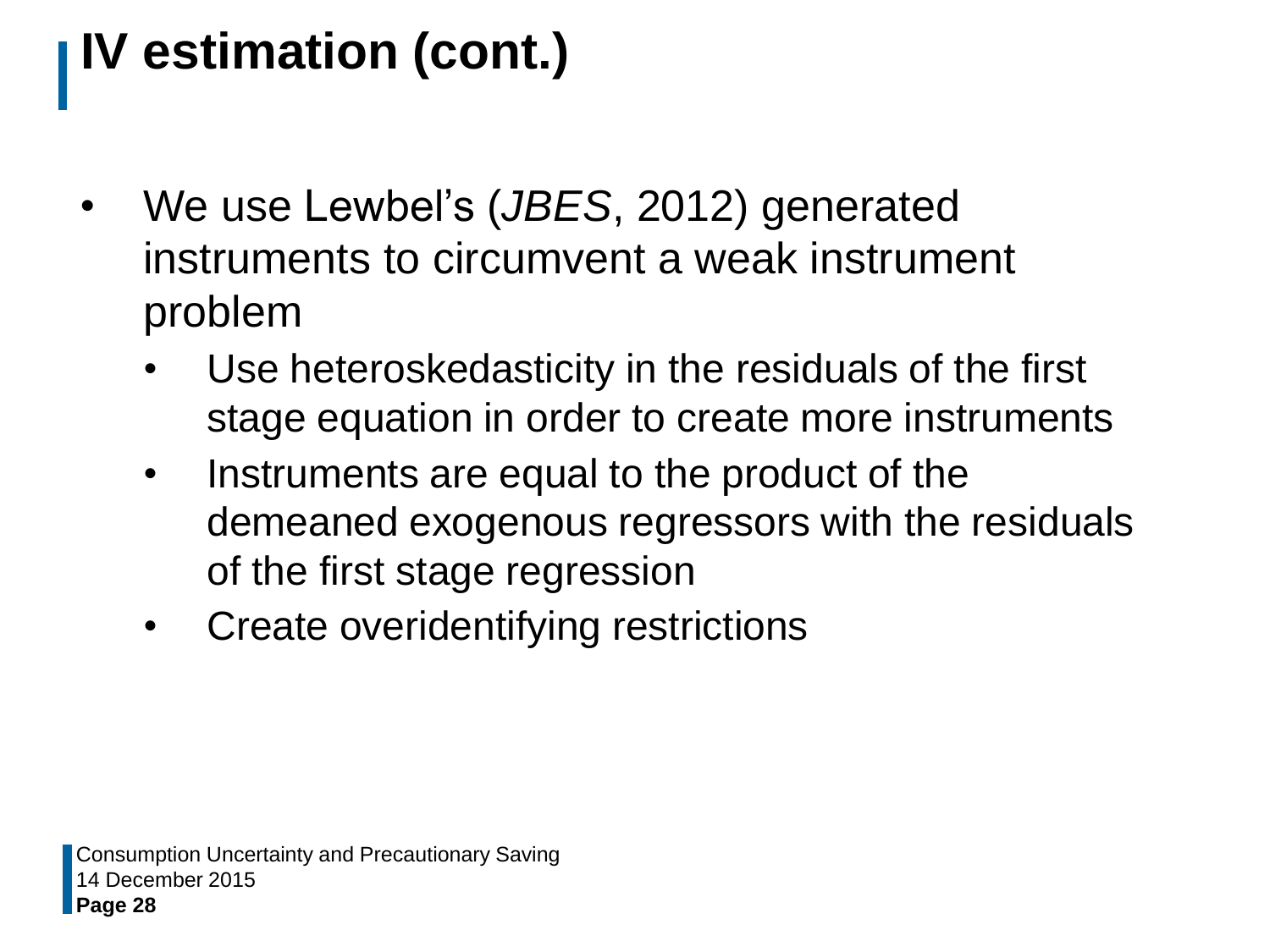# IV estimation (cont.)

- We use Lewbel's (*JBES*, 2012) generated instruments to circumvent a weak instrument problem
  - Use heteroskedasticity in the residuals of the first stage equation in order to create more instruments
  - Instruments are equal to the product of the demeaned exogenous regressors with the residuals of the first stage regression
  - Create overidentifying restrictions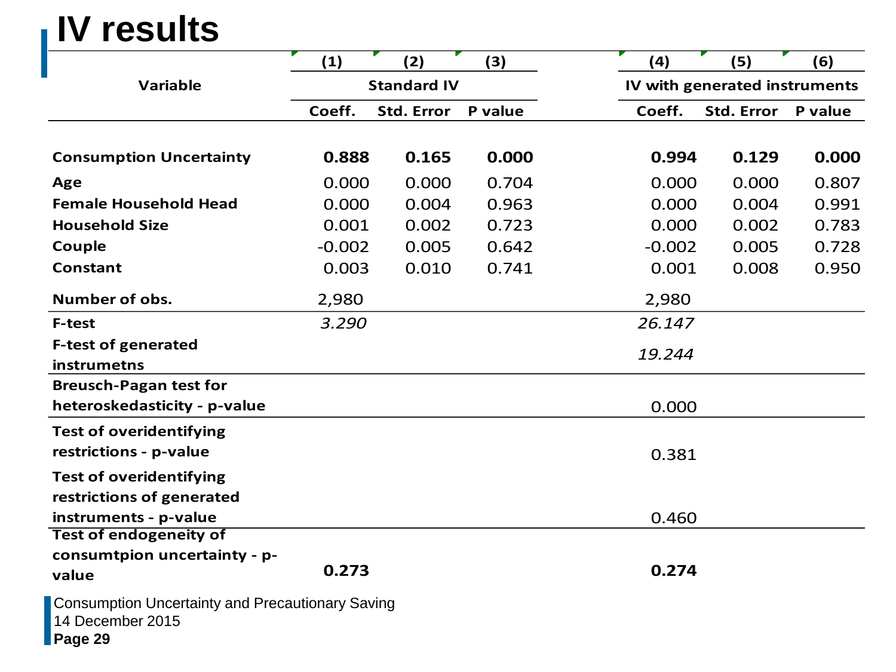# IV results

| Variable | (1) | (2) | (3) | (4) | (5) | (6) |
|---|---|---|---|---|---|---|
| | Standard IV | | | IV with generated instruments | | |
| | Coeff. | Std. Error | P value | Coeff. | Std. Error | P value |
| **Consumption Uncertainty** | **0.888** | **0.165** | **0.000** | **0.994** | **0.129** | **0.000** |
| **Age** | 0.000 | 0.000 | 0.704 | 0.000 | 0.000 | 0.807 |
| **Female Household Head** | 0.000 | 0.004 | 0.963 | 0.000 | 0.004 | 0.991 |
| **Household Size** | 0.001 | 0.002 | 0.723 | 0.000 | 0.002 | 0.783 |
| **Couple** | -0.002 | 0.005 | 0.642 | -0.002 | 0.005 | 0.728 |
| **Constant** | 0.003 | 0.010 | 0.741 | 0.001 | 0.008 | 0.950 |
| **Number of obs.** | 2,980 | | | 2,980 | | |
| **F-test** | *3.290* | | | *26.147* | | |
| **F-test of generated instrumetns** | | | | *19.244* | | |
| **Breusch-Pagan test for heteroskedasticity - p-value** | | | | 0.000 | | |
| **Test of overidentifying restrictions - p-value** | | | | 0.381 | | |
| **Test of overidentifying restrictions of generated instruments - p-value** | | | | 0.460 | | |
| **Test of endogeneity of consumtpion uncertainty - p-value** | **0.273** | | | **0.274** | | |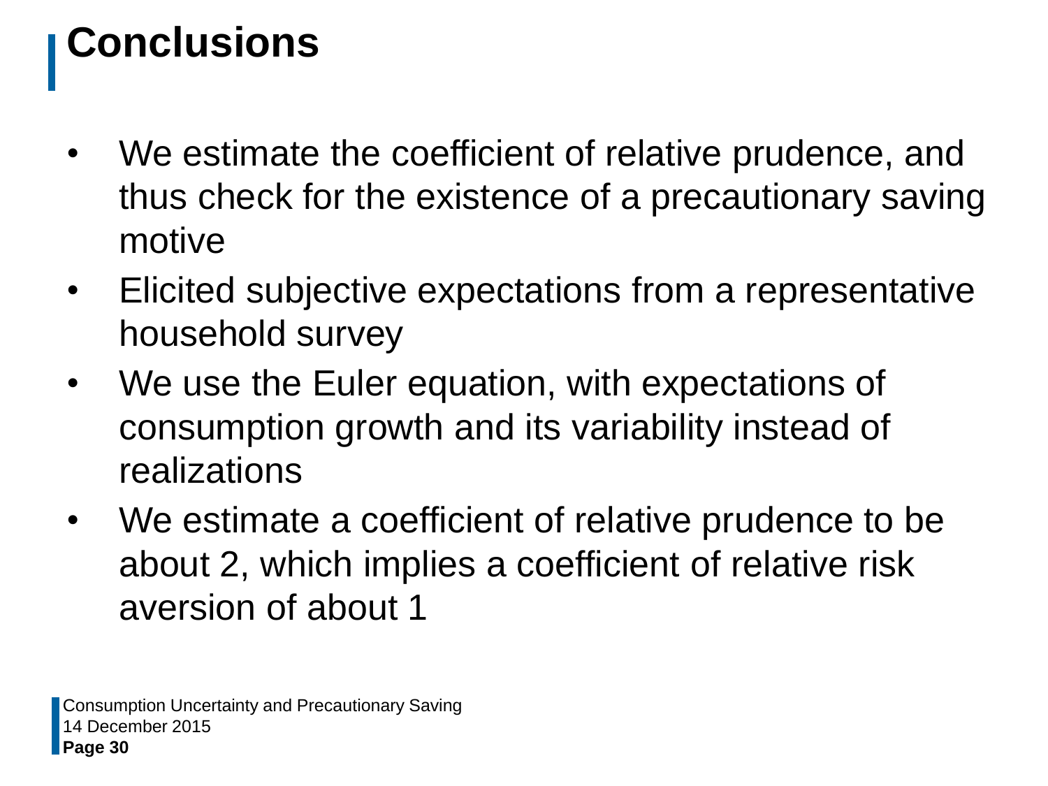# Conclusions

- We estimate the coefficient of relative prudence, and thus check for the existence of a precautionary saving motive
- Elicited subjective expectations from a representative household survey
- We use the Euler equation, with expectations of consumption growth and its variability instead of realizations
- We estimate a coefficient of relative prudence to be about 2, which implies a coefficient of relative risk aversion of about 1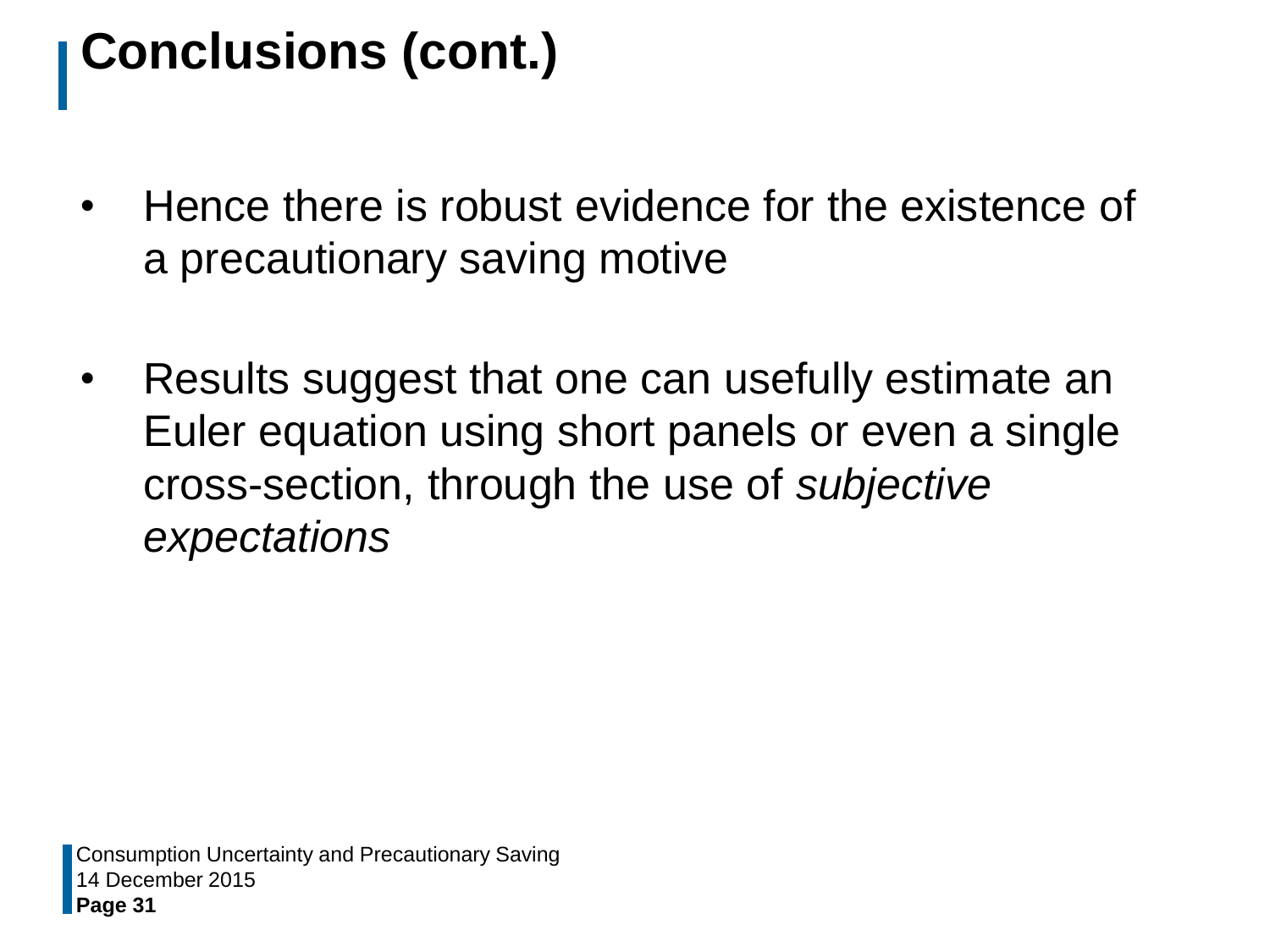# Conclusions (cont.)

- Hence there is robust evidence for the existence of a precautionary saving motive

- Results suggest that one can usefully estimate an Euler equation using short panels or even a single cross-section, through the use of *subjective expectations*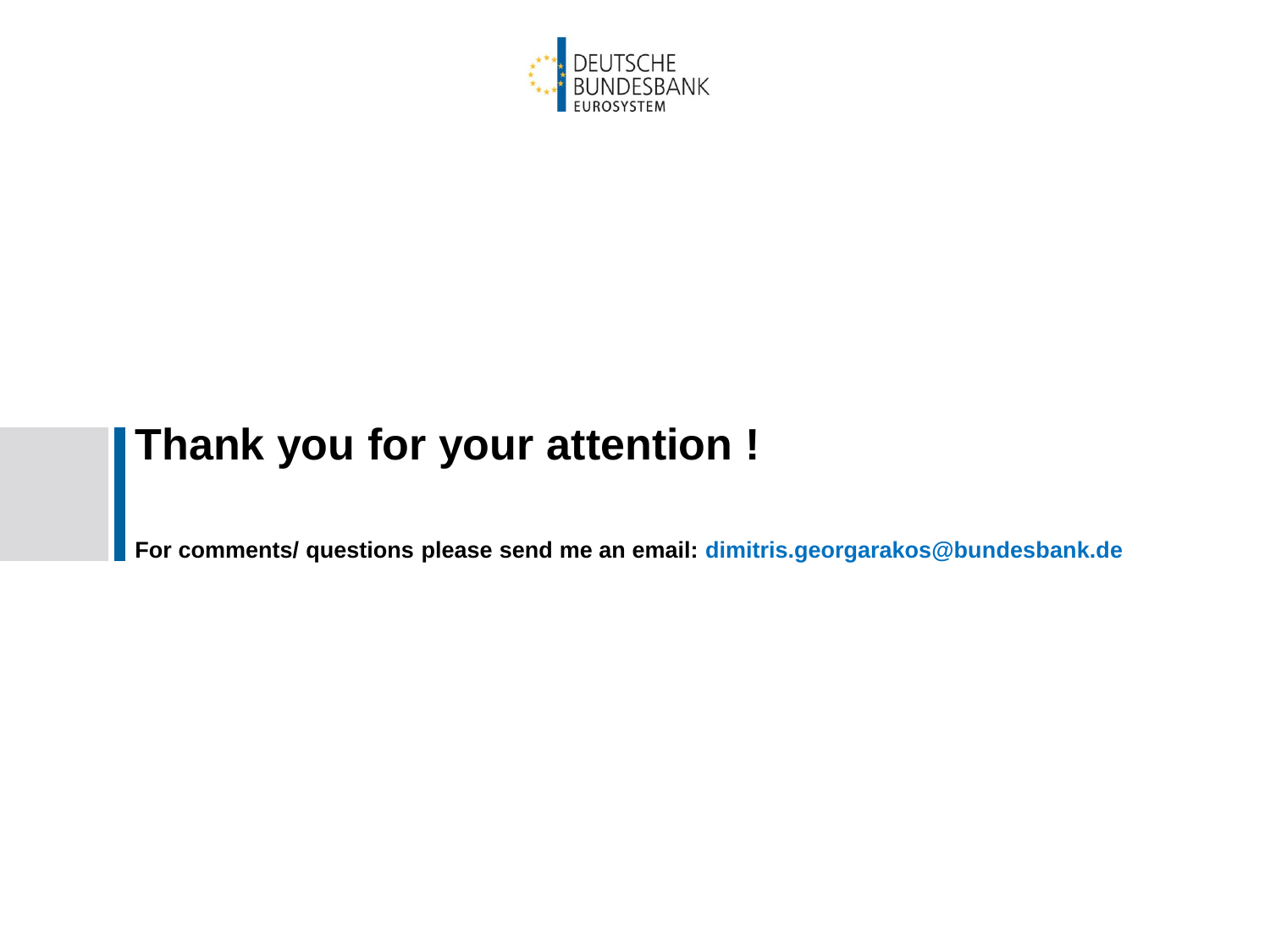DEUTSCHE BUNDESBANK
EUROSYSTEM

# Thank you for your attention !

**For comments/ questions please send me an email: dimitris.georgarakos@bundesbank.de**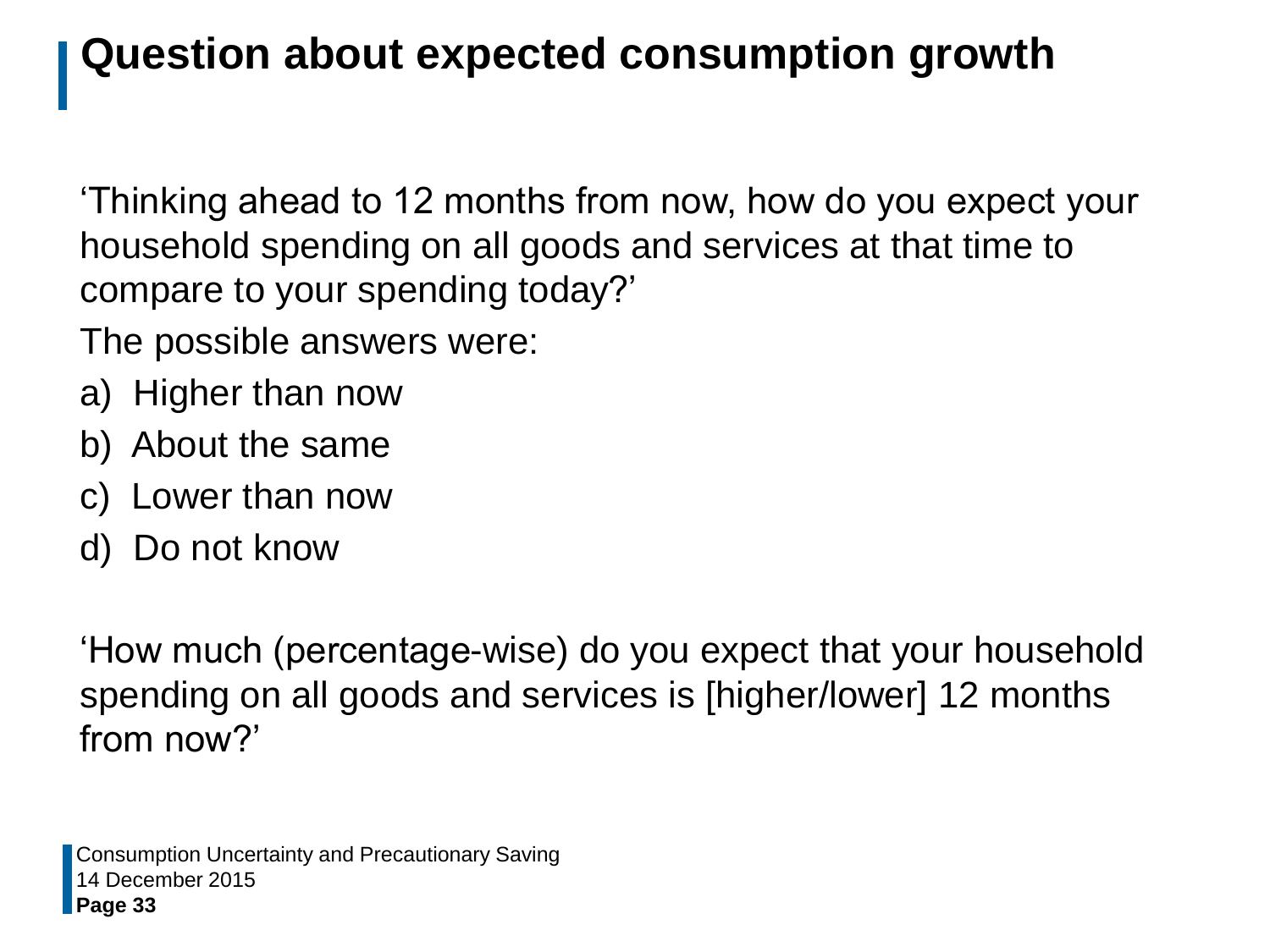# Question about expected consumption growth

'Thinking ahead to 12 months from now, how do you expect your household spending on all goods and services at that time to compare to your spending today?'

The possible answers were:

a) Higher than now
b) About the same
c) Lower than now
d) Do not know

'How much (percentage-wise) do you expect that your household spending on all goods and services is [higher/lower] 12 months from now?'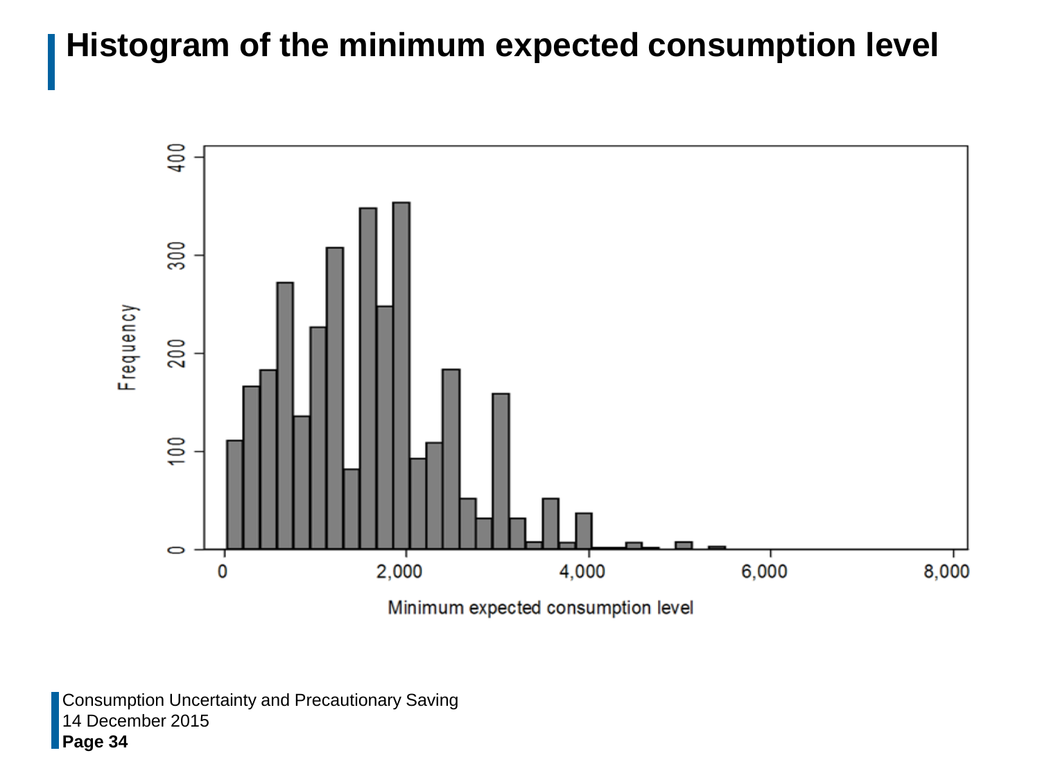# Histogram of the minimum expected consumption level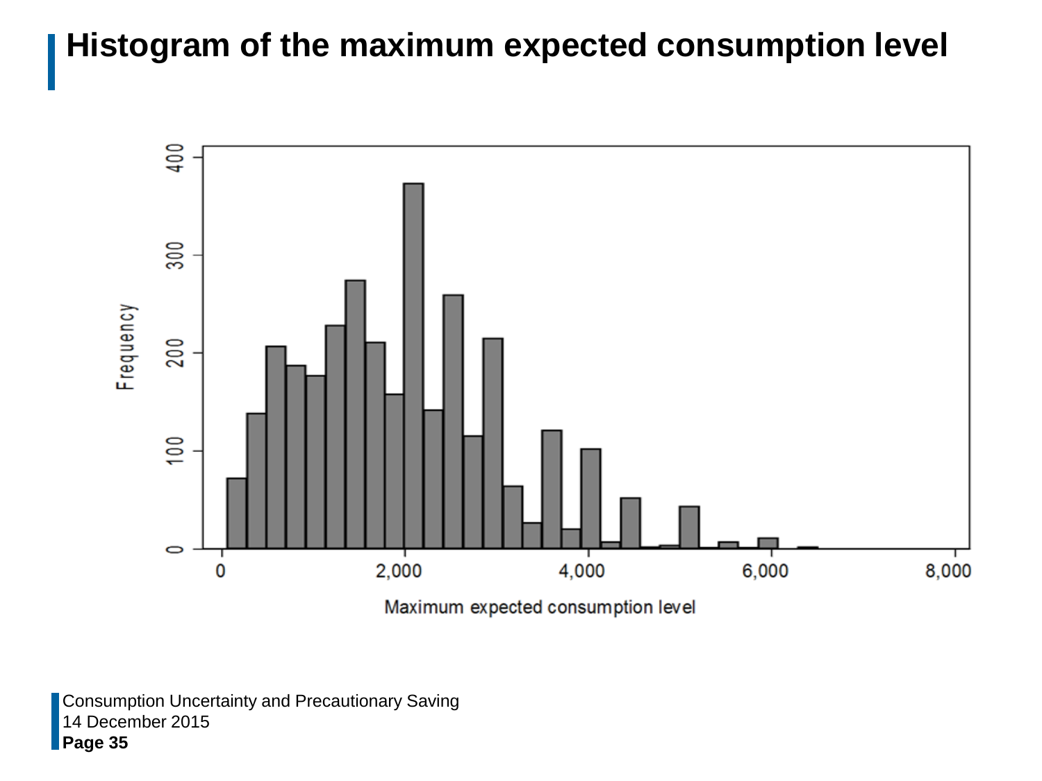# Histogram of the maximum expected consumption level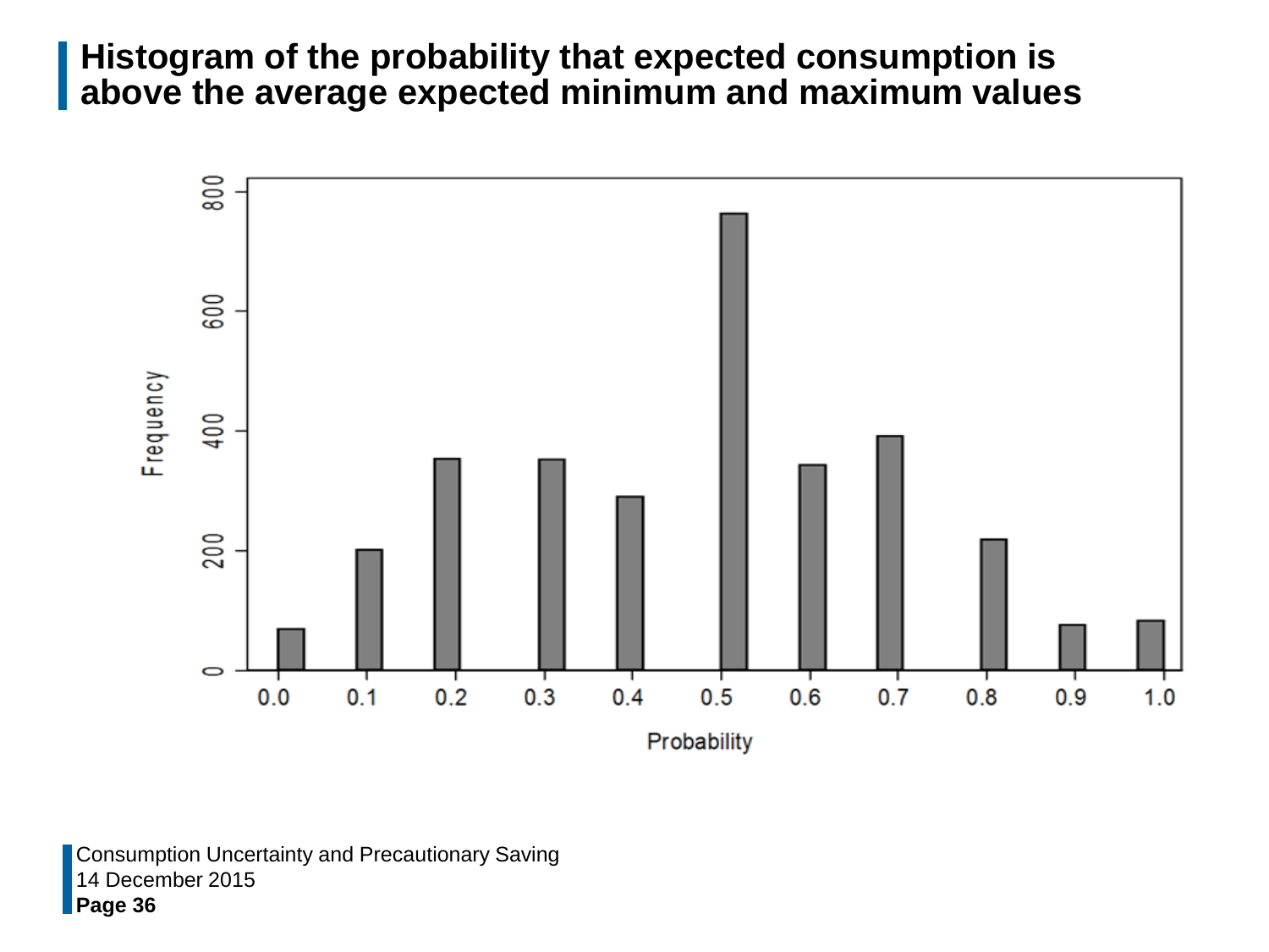## Histogram of the probability that expected consumption is above the average expected minimum and maximum values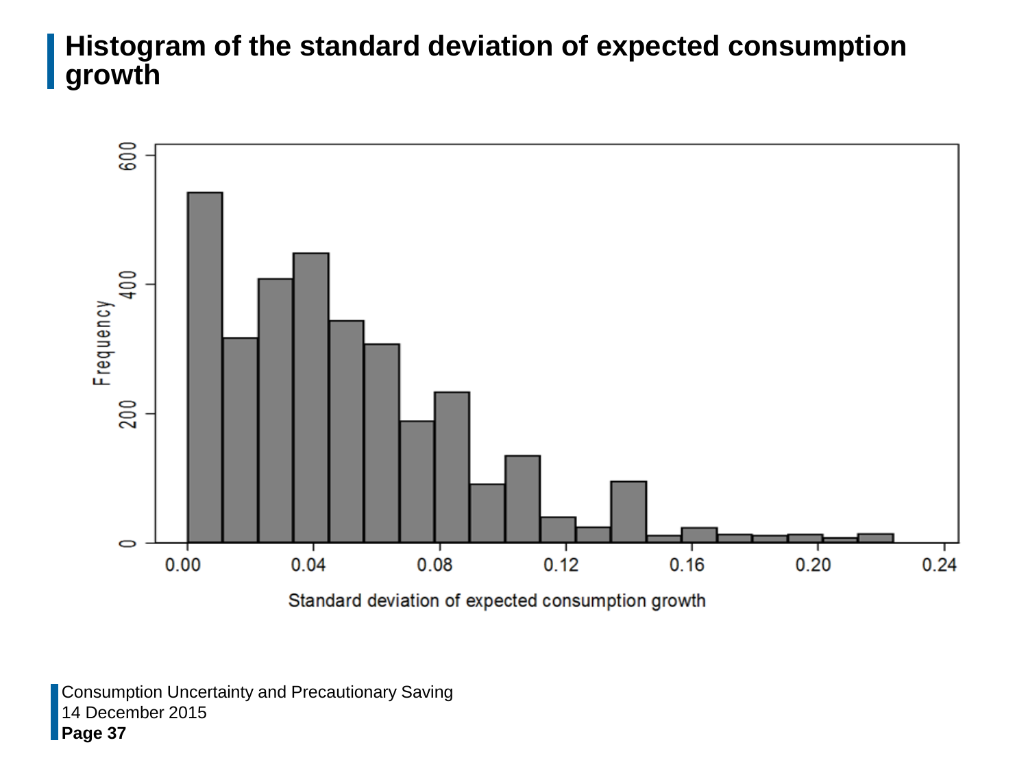# Histogram of the standard deviation of expected consumption growth

600

400

200

0

Frequency

0.00

0.04

0.08

0.12

0.16

0.20

0.24

Standard deviation of expected consumption growth